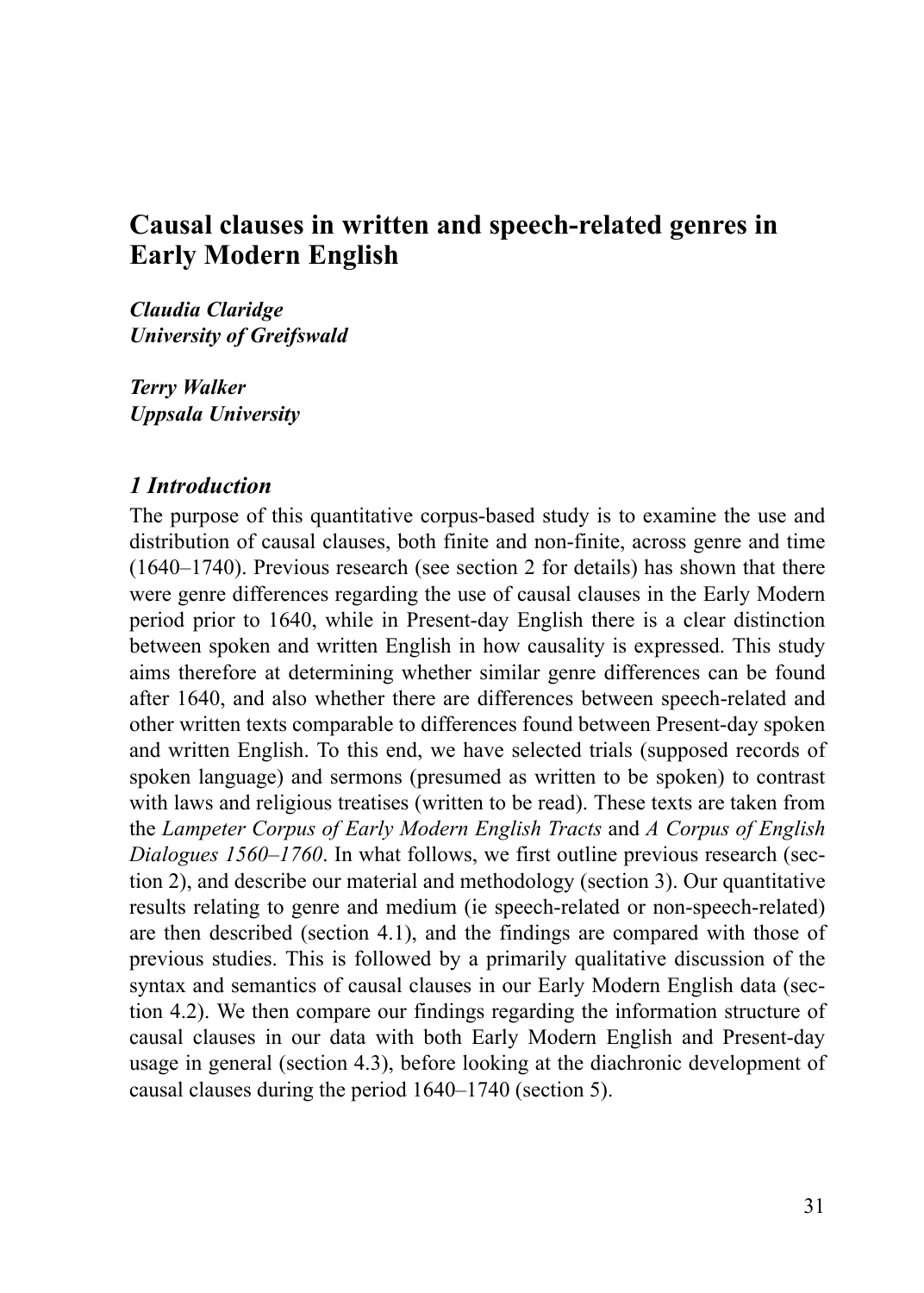# Causal clauses in written and speech-related genres in Early Modern English

***Claudia Claridge***
***University of Greifswald***

***Terry Walker***
***Uppsala University***

## *1 Introduction*

The purpose of this quantitative corpus-based study is to examine the use and distribution of causal clauses, both finite and non-finite, across genre and time (1640–1740). Previous research (see section 2 for details) has shown that there were genre differences regarding the use of causal clauses in the Early Modern period prior to 1640, while in Present-day English there is a clear distinction between spoken and written English in how causality is expressed. This study aims therefore at determining whether similar genre differences can be found after 1640, and also whether there are differences between speech-related and other written texts comparable to differences found between Present-day spoken and written English. To this end, we have selected trials (supposed records of spoken language) and sermons (presumed as written to be spoken) to contrast with laws and religious treatises (written to be read). These texts are taken from the *Lampeter Corpus of Early Modern English Tracts* and *A Corpus of English Dialogues 1560–1760*. In what follows, we first outline previous research (section 2), and describe our material and methodology (section 3). Our quantitative results relating to genre and medium (ie speech-related or non-speech-related) are then described (section 4.1), and the findings are compared with those of previous studies. This is followed by a primarily qualitative discussion of the syntax and semantics of causal clauses in our Early Modern English data (section 4.2). We then compare our findings regarding the information structure of causal clauses in our data with both Early Modern English and Present-day usage in general (section 4.3), before looking at the diachronic development of causal clauses during the period 1640–1740 (section 5).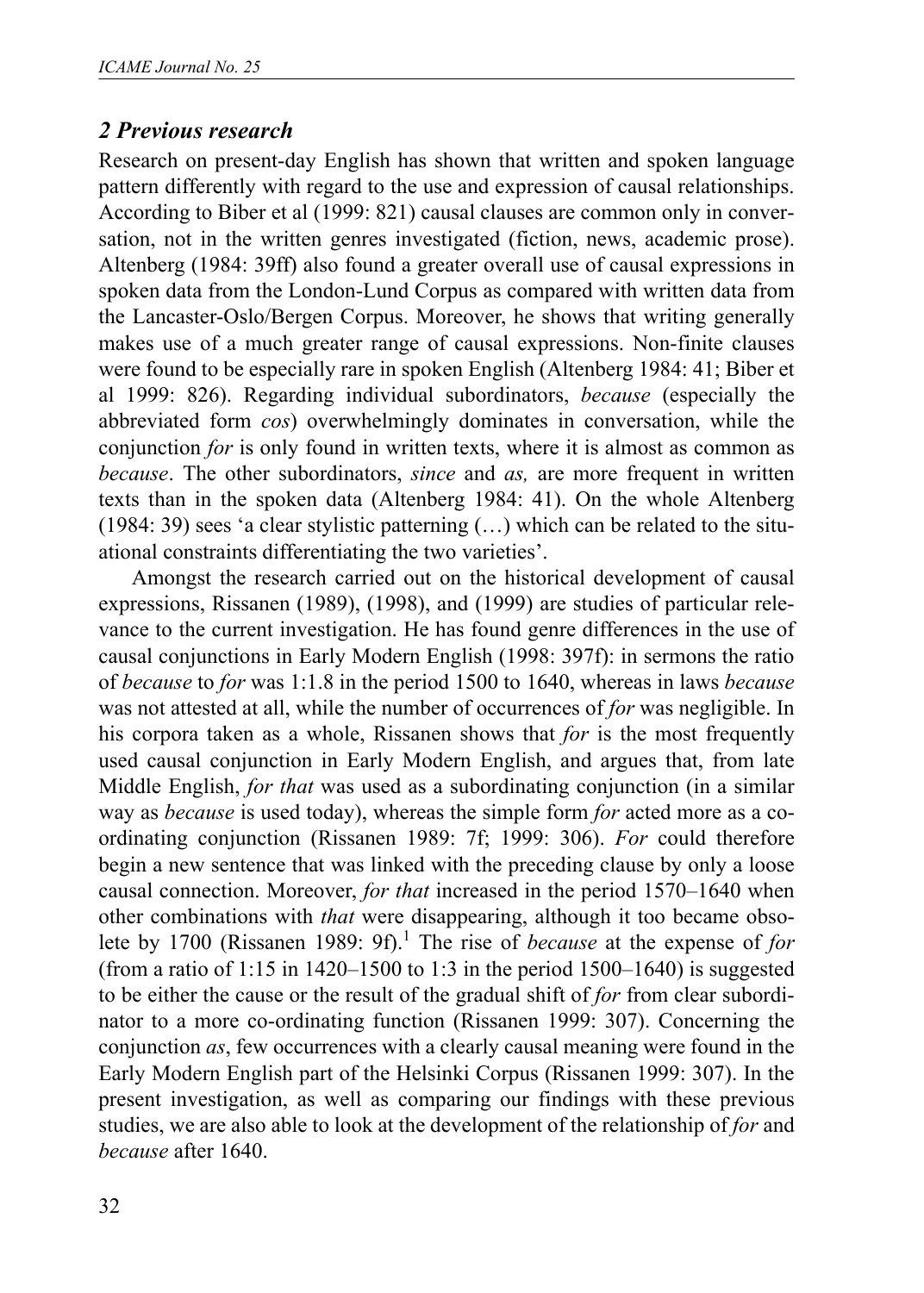## *2 Previous research*

Research on present-day English has shown that written and spoken language pattern differently with regard to the use and expression of causal relationships. According to Biber et al (1999: 821) causal clauses are common only in conversation, not in the written genres investigated (fiction, news, academic prose). Altenberg (1984: 39ff) also found a greater overall use of causal expressions in spoken data from the London-Lund Corpus as compared with written data from the Lancaster-Oslo/Bergen Corpus. Moreover, he shows that writing generally makes use of a much greater range of causal expressions. Non-finite clauses were found to be especially rare in spoken English (Altenberg 1984: 41; Biber et al 1999: 826). Regarding individual subordinators, *because* (especially the abbreviated form *cos*) overwhelmingly dominates in conversation, while the conjunction *for* is only found in written texts, where it is almost as common as *because*. The other subordinators, *since* and *as,* are more frequent in written texts than in the spoken data (Altenberg 1984: 41). On the whole Altenberg (1984: 39) sees 'a clear stylistic patterning (…) which can be related to the situational constraints differentiating the two varieties'.

Amongst the research carried out on the historical development of causal expressions, Rissanen (1989), (1998), and (1999) are studies of particular relevance to the current investigation. He has found genre differences in the use of causal conjunctions in Early Modern English (1998: 397f): in sermons the ratio of *because* to *for* was 1:1.8 in the period 1500 to 1640, whereas in laws *because* was not attested at all, while the number of occurrences of *for* was negligible. In his corpora taken as a whole, Rissanen shows that *for* is the most frequently used causal conjunction in Early Modern English, and argues that, from late Middle English, *for that* was used as a subordinating conjunction (in a similar way as *because* is used today), whereas the simple form *for* acted more as a co-ordinating conjunction (Rissanen 1989: 7f; 1999: 306). *For* could therefore begin a new sentence that was linked with the preceding clause by only a loose causal connection. Moreover, *for that* increased in the period 1570–1640 when other combinations with *that* were disappearing, although it too became obsolete by 1700 (Rissanen 1989: 9f).[1] The rise of *because* at the expense of *for* (from a ratio of 1:15 in 1420–1500 to 1:3 in the period 1500–1640) is suggested to be either the cause or the result of the gradual shift of *for* from clear subordinator to a more co-ordinating function (Rissanen 1999: 307). Concerning the conjunction *as*, few occurrences with a clearly causal meaning were found in the Early Modern English part of the Helsinki Corpus (Rissanen 1999: 307). In the present investigation, as well as comparing our findings with these previous studies, we are also able to look at the development of the relationship of *for* and *because* after 1640.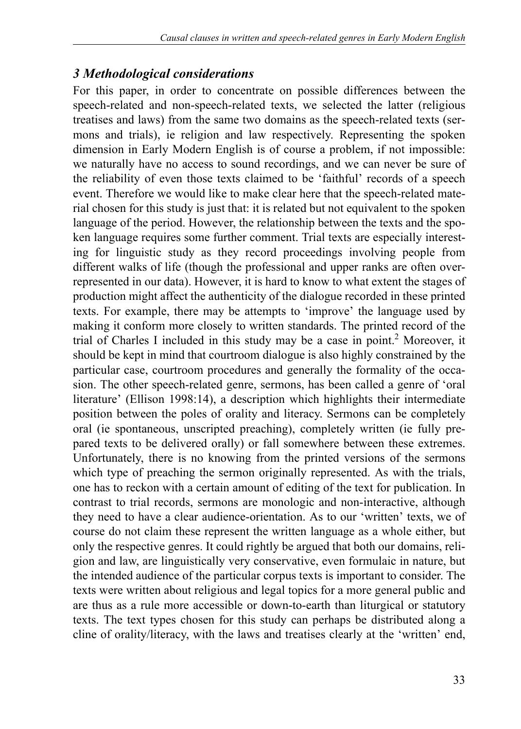### *3 Methodological considerations*

For this paper, in order to concentrate on possible differences between the speech-related and non-speech-related texts, we selected the latter (religious treatises and laws) from the same two domains as the speech-related texts (sermons and trials), ie religion and law respectively. Representing the spoken dimension in Early Modern English is of course a problem, if not impossible: we naturally have no access to sound recordings, and we can never be sure of the reliability of even those texts claimed to be 'faithful' records of a speech event. Therefore we would like to make clear here that the speech-related material chosen for this study is just that: it is related but not equivalent to the spoken language of the period. However, the relationship between the texts and the spoken language requires some further comment. Trial texts are especially interesting for linguistic study as they record proceedings involving people from different walks of life (though the professional and upper ranks are often overrepresented in our data). However, it is hard to know to what extent the stages of production might affect the authenticity of the dialogue recorded in these printed texts. For example, there may be attempts to 'improve' the language used by making it conform more closely to written standards. The printed record of the trial of Charles I included in this study may be a case in point.[2] Moreover, it should be kept in mind that courtroom dialogue is also highly constrained by the particular case, courtroom procedures and generally the formality of the occasion. The other speech-related genre, sermons, has been called a genre of 'oral literature' (Ellison 1998:14), a description which highlights their intermediate position between the poles of orality and literacy. Sermons can be completely oral (ie spontaneous, unscripted preaching), completely written (ie fully prepared texts to be delivered orally) or fall somewhere between these extremes. Unfortunately, there is no knowing from the printed versions of the sermons which type of preaching the sermon originally represented. As with the trials, one has to reckon with a certain amount of editing of the text for publication. In contrast to trial records, sermons are monologic and non-interactive, although they need to have a clear audience-orientation. As to our 'written' texts, we of course do not claim these represent the written language as a whole either, but only the respective genres. It could rightly be argued that both our domains, religion and law, are linguistically very conservative, even formulaic in nature, but the intended audience of the particular corpus texts is important to consider. The texts were written about religious and legal topics for a more general public and are thus as a rule more accessible or down-to-earth than liturgical or statutory texts. The text types chosen for this study can perhaps be distributed along a cline of orality/literacy, with the laws and treatises clearly at the 'written' end,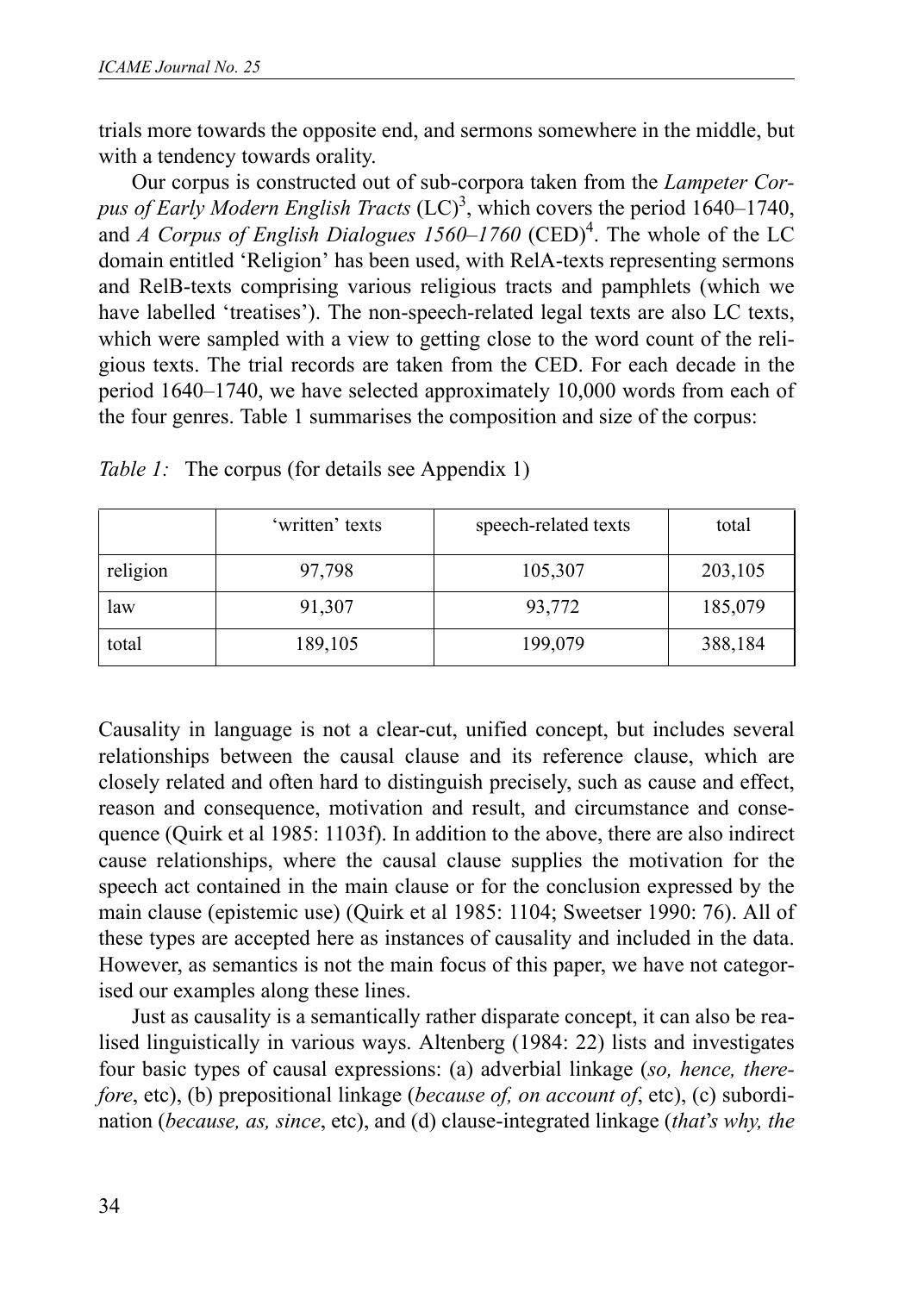trials more towards the opposite end, and sermons somewhere in the middle, but with a tendency towards orality.

Our corpus is constructed out of sub-corpora taken from the *Lampeter Corpus of Early Modern English Tracts* (LC)[3], which covers the period 1640–1740, and *A Corpus of English Dialogues 1560–1760* (CED)[4]. The whole of the LC domain entitled 'Religion' has been used, with RelA-texts representing sermons and RelB-texts comprising various religious tracts and pamphlets (which we have labelled 'treatises'). The non-speech-related legal texts are also LC texts, which were sampled with a view to getting close to the word count of the religious texts. The trial records are taken from the CED. For each decade in the period 1640–1740, we have selected approximately 10,000 words from each of the four genres. Table 1 summarises the composition and size of the corpus:

*Table 1:* The corpus (for details see Appendix 1)

| | 'written' texts | speech-related texts | total |
|---|---|---|---|
| religion | 97,798 | 105,307 | 203,105 |
| law | 91,307 | 93,772 | 185,079 |
| total | 189,105 | 199,079 | 388,184 |

Causality in language is not a clear-cut, unified concept, but includes several relationships between the causal clause and its reference clause, which are closely related and often hard to distinguish precisely, such as cause and effect, reason and consequence, motivation and result, and circumstance and consequence (Quirk et al 1985: 1103f). In addition to the above, there are also indirect cause relationships, where the causal clause supplies the motivation for the speech act contained in the main clause or for the conclusion expressed by the main clause (epistemic use) (Quirk et al 1985: 1104; Sweetser 1990: 76). All of these types are accepted here as instances of causality and included in the data. However, as semantics is not the main focus of this paper, we have not categorised our examples along these lines.

Just as causality is a semantically rather disparate concept, it can also be realised linguistically in various ways. Altenberg (1984: 22) lists and investigates four basic types of causal expressions: (a) adverbial linkage (*so, hence, therefore*, etc), (b) prepositional linkage (*because of, on account of*, etc), (c) subordination (*because, as, since*, etc), and (d) clause-integrated linkage (*that's why, the*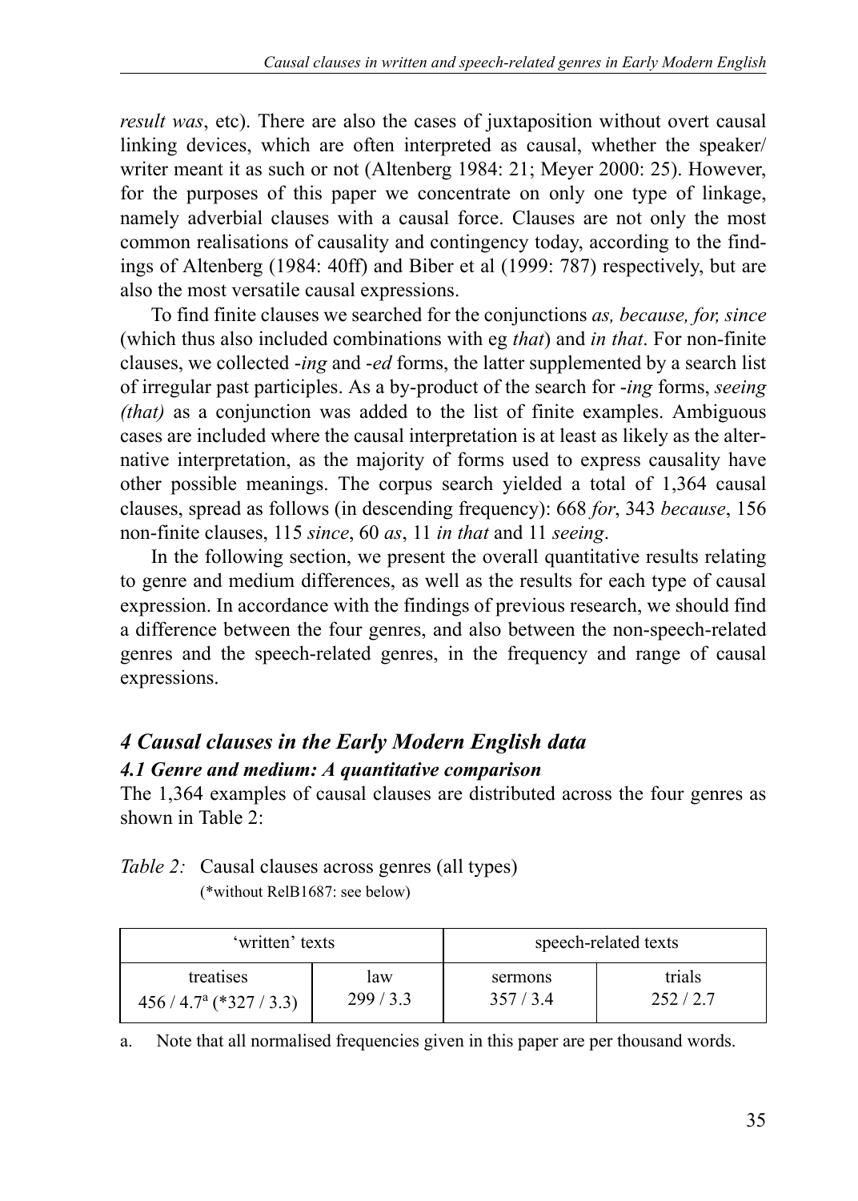*result was*, etc). There are also the cases of juxtaposition without overt causal linking devices, which are often interpreted as causal, whether the speaker/ writer meant it as such or not (Altenberg 1984: 21; Meyer 2000: 25). However, for the purposes of this paper we concentrate on only one type of linkage, namely adverbial clauses with a causal force. Clauses are not only the most common realisations of causality and contingency today, according to the findings of Altenberg (1984: 40ff) and Biber et al (1999: 787) respectively, but are also the most versatile causal expressions.

To find finite clauses we searched for the conjunctions *as, because, for, since* (which thus also included combinations with eg *that*) and *in that*. For non-finite clauses, we collected -*ing* and -*ed* forms, the latter supplemented by a search list of irregular past participles. As a by-product of the search for -*ing* forms, *seeing (that)* as a conjunction was added to the list of finite examples. Ambiguous cases are included where the causal interpretation is at least as likely as the alternative interpretation, as the majority of forms used to express causality have other possible meanings. The corpus search yielded a total of 1,364 causal clauses, spread as follows (in descending frequency): 668 *for*, 343 *because*, 156 non-finite clauses, 115 *since*, 60 *as*, 11 *in that* and 11 *seeing*.

In the following section, we present the overall quantitative results relating to genre and medium differences, as well as the results for each type of causal expression. In accordance with the findings of previous research, we should find a difference between the four genres, and also between the non-speech-related genres and the speech-related genres, in the frequency and range of causal expressions.

## *4 Causal clauses in the Early Modern English data*

### *4.1 Genre and medium: A quantitative comparison*

The 1,364 examples of causal clauses are distributed across the four genres as shown in Table 2:

*Table 2:* Causal clauses across genres (all types)
(*without RelB1687: see below)

| 'written' texts | | speech-related texts | |
|---|---|---|---|
| treatises | law | sermons | trials |
| 456 / 4.7[a] (*327 / 3.3) | 299 / 3.3 | 357 / 3.4 | 252 / 2.7 |

a. Note that all normalised frequencies given in this paper are per thousand words.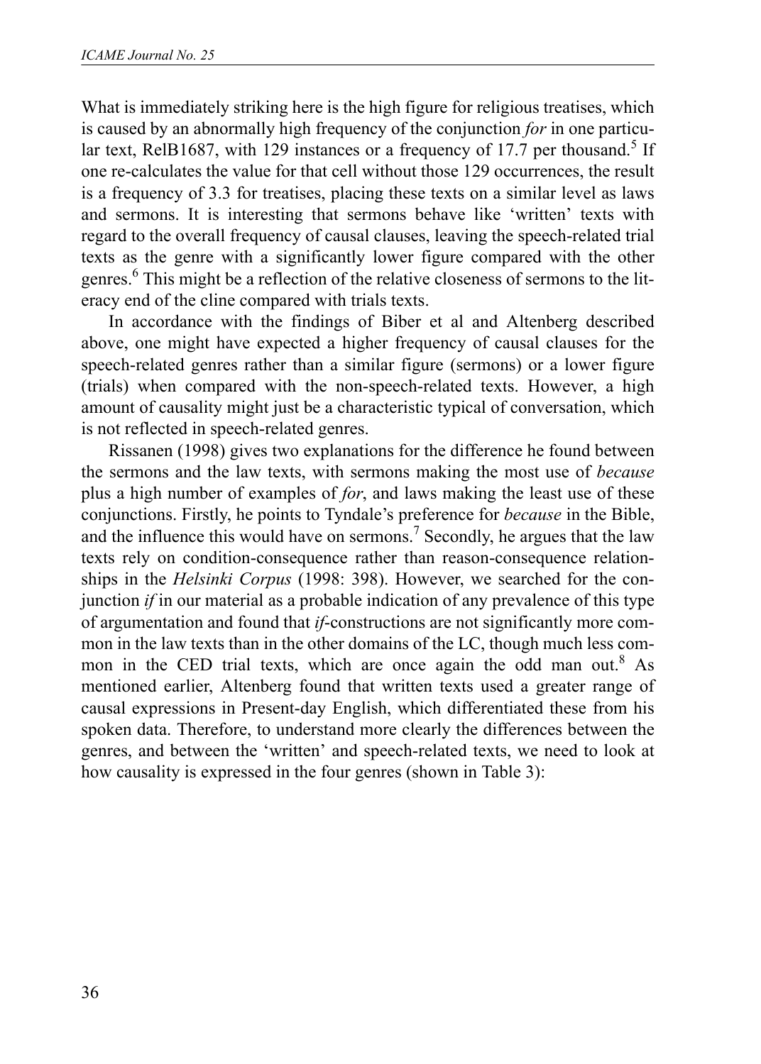What is immediately striking here is the high figure for religious treatises, which is caused by an abnormally high frequency of the conjunction *for* in one particular text, RelB1687, with 129 instances or a frequency of 17.7 per thousand.[5] If one re-calculates the value for that cell without those 129 occurrences, the result is a frequency of 3.3 for treatises, placing these texts on a similar level as laws and sermons. It is interesting that sermons behave like 'written' texts with regard to the overall frequency of causal clauses, leaving the speech-related trial texts as the genre with a significantly lower figure compared with the other genres.[6] This might be a reflection of the relative closeness of sermons to the literacy end of the cline compared with trials texts.

In accordance with the findings of Biber et al and Altenberg described above, one might have expected a higher frequency of causal clauses for the speech-related genres rather than a similar figure (sermons) or a lower figure (trials) when compared with the non-speech-related texts. However, a high amount of causality might just be a characteristic typical of conversation, which is not reflected in speech-related genres.

Rissanen (1998) gives two explanations for the difference he found between the sermons and the law texts, with sermons making the most use of *because* plus a high number of examples of *for*, and laws making the least use of these conjunctions. Firstly, he points to Tyndale's preference for *because* in the Bible, and the influence this would have on sermons.[7] Secondly, he argues that the law texts rely on condition-consequence rather than reason-consequence relationships in the *Helsinki Corpus* (1998: 398). However, we searched for the conjunction *if* in our material as a probable indication of any prevalence of this type of argumentation and found that *if*-constructions are not significantly more common in the law texts than in the other domains of the LC, though much less common in the CED trial texts, which are once again the odd man out.[8] As mentioned earlier, Altenberg found that written texts used a greater range of causal expressions in Present-day English, which differentiated these from his spoken data. Therefore, to understand more clearly the differences between the genres, and between the 'written' and speech-related texts, we need to look at how causality is expressed in the four genres (shown in Table 3):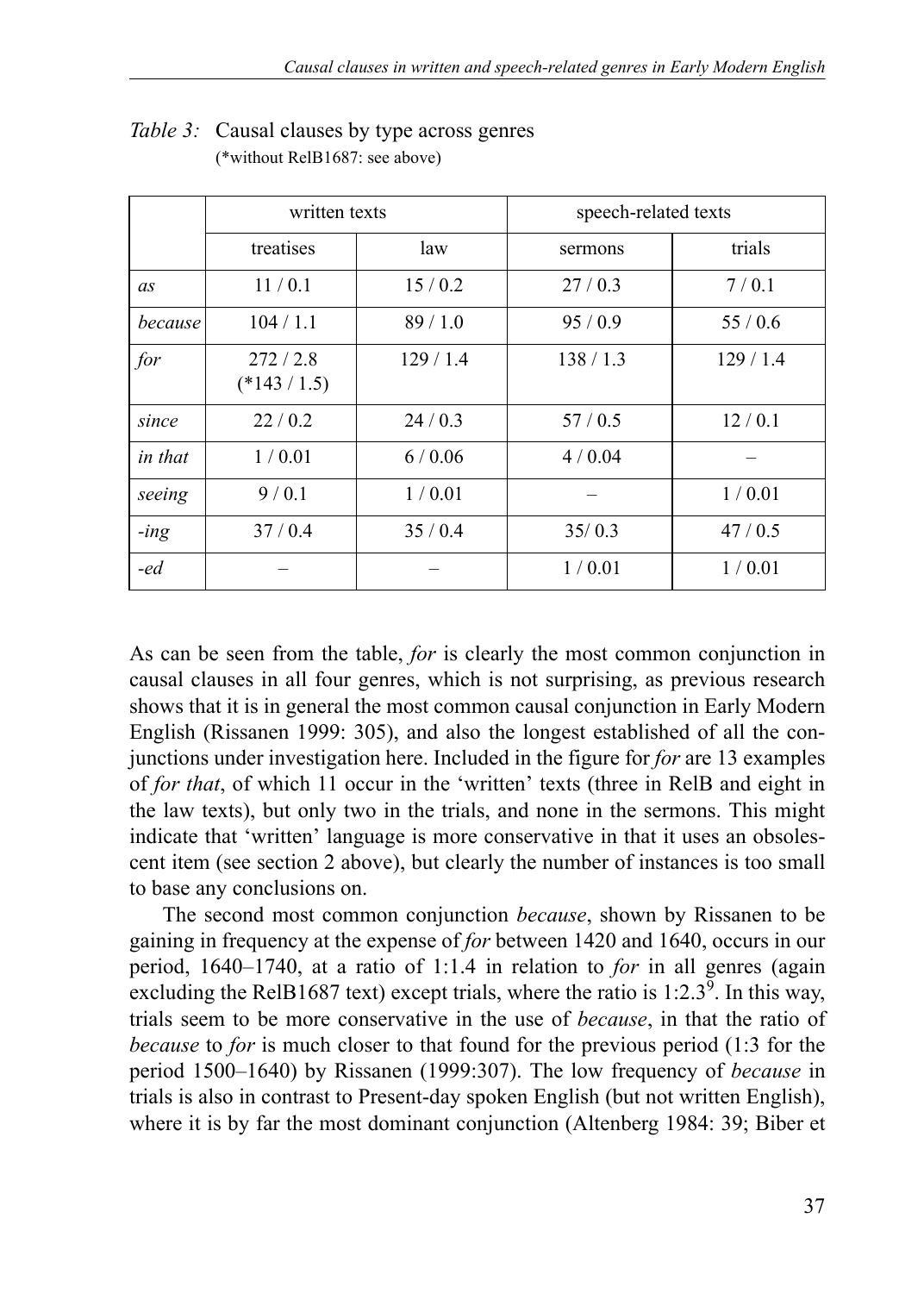*Table 3:* Causal clauses by type across genres
(*without RelB1687: see above)

| | written texts | | speech-related texts | |
|---|---|---|---|---|
| | treatises | law | sermons | trials |
| *as* | 11 / 0.1 | 15 / 0.2 | 27 / 0.3 | 7 / 0.1 |
| *because* | 104 / 1.1 | 89 / 1.0 | 95 / 0.9 | 55 / 0.6 |
| *for* | 272 / 2.8 (*143 / 1.5) | 129 / 1.4 | 138 / 1.3 | 129 / 1.4 |
| *since* | 22 / 0.2 | 24 / 0.3 | 57 / 0.5 | 12 / 0.1 |
| *in that* | 1 / 0.01 | 6 / 0.06 | 4 / 0.04 | – |
| *seeing* | 9 / 0.1 | 1 / 0.01 | – | 1 / 0.01 |
| *-ing* | 37 / 0.4 | 35 / 0.4 | 35/ 0.3 | 47 / 0.5 |
| *-ed* | – | – | 1 / 0.01 | 1 / 0.01 |

As can be seen from the table, *for* is clearly the most common conjunction in causal clauses in all four genres, which is not surprising, as previous research shows that it is in general the most common causal conjunction in Early Modern English (Rissanen 1999: 305), and also the longest established of all the conjunctions under investigation here. Included in the figure for *for* are 13 examples of *for that*, of which 11 occur in the 'written' texts (three in RelB and eight in the law texts), but only two in the trials, and none in the sermons. This might indicate that 'written' language is more conservative in that it uses an obsolescent item (see section 2 above), but clearly the number of instances is too small to base any conclusions on.

The second most common conjunction *because*, shown by Rissanen to be gaining in frequency at the expense of *for* between 1420 and 1640, occurs in our period, 1640–1740, at a ratio of 1:1.4 in relation to *for* in all genres (again excluding the RelB1687 text) except trials, where the ratio is 1:2.3[9]. In this way, trials seem to be more conservative in the use of *because*, in that the ratio of *because* to *for* is much closer to that found for the previous period (1:3 for the period 1500–1640) by Rissanen (1999:307). The low frequency of *because* in trials is also in contrast to Present-day spoken English (but not written English), where it is by far the most dominant conjunction (Altenberg 1984: 39; Biber et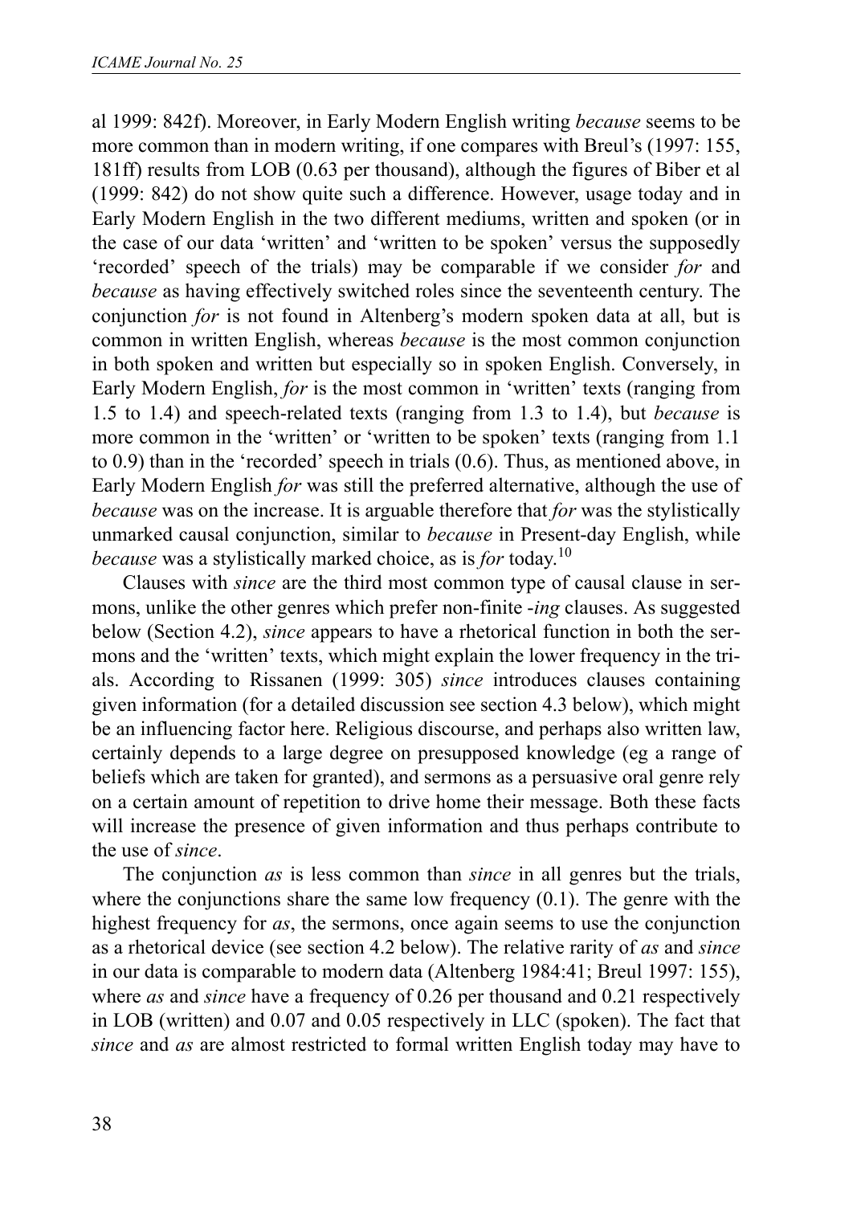al 1999: 842f). Moreover, in Early Modern English writing *because* seems to be more common than in modern writing, if one compares with Breul's (1997: 155, 181ff) results from LOB (0.63 per thousand), although the figures of Biber et al (1999: 842) do not show quite such a difference. However, usage today and in Early Modern English in the two different mediums, written and spoken (or in the case of our data 'written' and 'written to be spoken' versus the supposedly 'recorded' speech of the trials) may be comparable if we consider *for* and *because* as having effectively switched roles since the seventeenth century. The conjunction *for* is not found in Altenberg's modern spoken data at all, but is common in written English, whereas *because* is the most common conjunction in both spoken and written but especially so in spoken English. Conversely, in Early Modern English, *for* is the most common in 'written' texts (ranging from 1.5 to 1.4) and speech-related texts (ranging from 1.3 to 1.4), but *because* is more common in the 'written' or 'written to be spoken' texts (ranging from 1.1 to 0.9) than in the 'recorded' speech in trials (0.6). Thus, as mentioned above, in Early Modern English *for* was still the preferred alternative, although the use of *because* was on the increase. It is arguable therefore that *for* was the stylistically unmarked causal conjunction, similar to *because* in Present-day English, while *because* was a stylistically marked choice, as is *for* today.[10]

Clauses with *since* are the third most common type of causal clause in sermons, unlike the other genres which prefer non-finite *-ing* clauses. As suggested below (Section 4.2), *since* appears to have a rhetorical function in both the sermons and the 'written' texts, which might explain the lower frequency in the trials. According to Rissanen (1999: 305) *since* introduces clauses containing given information (for a detailed discussion see section 4.3 below), which might be an influencing factor here. Religious discourse, and perhaps also written law, certainly depends to a large degree on presupposed knowledge (eg a range of beliefs which are taken for granted), and sermons as a persuasive oral genre rely on a certain amount of repetition to drive home their message. Both these facts will increase the presence of given information and thus perhaps contribute to the use of *since*.

The conjunction *as* is less common than *since* in all genres but the trials, where the conjunctions share the same low frequency (0.1). The genre with the highest frequency for *as*, the sermons, once again seems to use the conjunction as a rhetorical device (see section 4.2 below). The relative rarity of *as* and *since* in our data is comparable to modern data (Altenberg 1984:41; Breul 1997: 155), where *as* and *since* have a frequency of 0.26 per thousand and 0.21 respectively in LOB (written) and 0.07 and 0.05 respectively in LLC (spoken). The fact that *since* and *as* are almost restricted to formal written English today may have to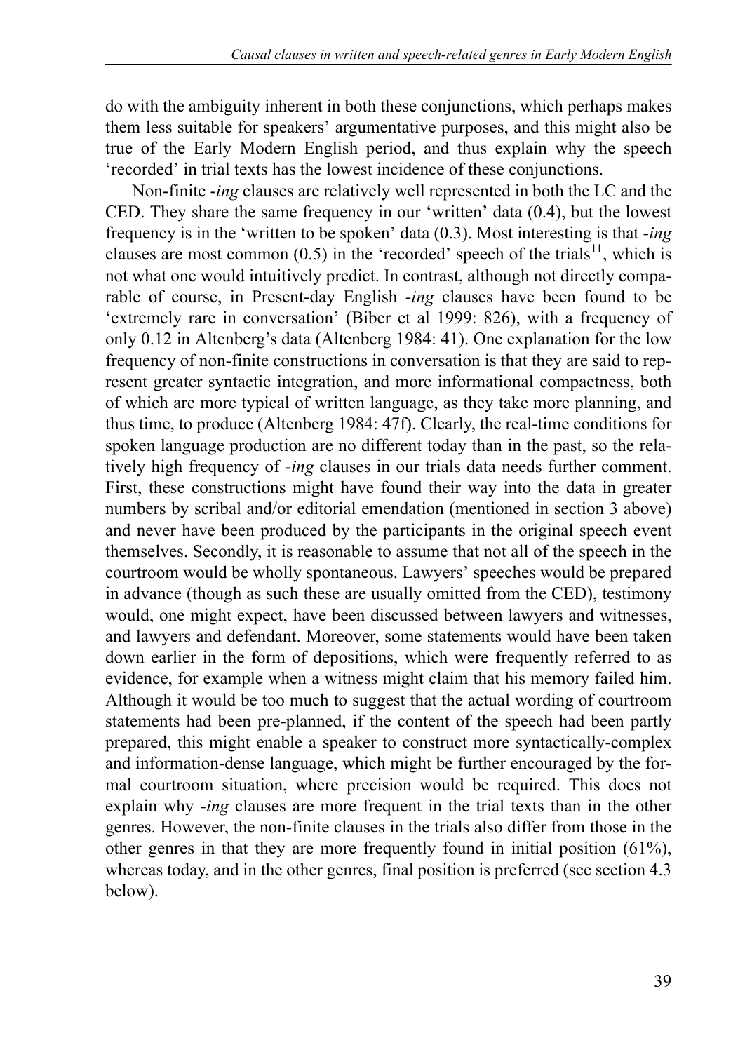do with the ambiguity inherent in both these conjunctions, which perhaps makes them less suitable for speakers' argumentative purposes, and this might also be true of the Early Modern English period, and thus explain why the speech 'recorded' in trial texts has the lowest incidence of these conjunctions.

Non-finite *-ing* clauses are relatively well represented in both the LC and the CED. They share the same frequency in our 'written' data (0.4), but the lowest frequency is in the 'written to be spoken' data (0.3). Most interesting is that *-ing* clauses are most common (0.5) in the 'recorded' speech of the trials[11], which is not what one would intuitively predict. In contrast, although not directly comparable of course, in Present-day English *-ing* clauses have been found to be 'extremely rare in conversation' (Biber et al 1999: 826), with a frequency of only 0.12 in Altenberg's data (Altenberg 1984: 41). One explanation for the low frequency of non-finite constructions in conversation is that they are said to represent greater syntactic integration, and more informational compactness, both of which are more typical of written language, as they take more planning, and thus time, to produce (Altenberg 1984: 47f). Clearly, the real-time conditions for spoken language production are no different today than in the past, so the relatively high frequency of *-ing* clauses in our trials data needs further comment. First, these constructions might have found their way into the data in greater numbers by scribal and/or editorial emendation (mentioned in section 3 above) and never have been produced by the participants in the original speech event themselves. Secondly, it is reasonable to assume that not all of the speech in the courtroom would be wholly spontaneous. Lawyers' speeches would be prepared in advance (though as such these are usually omitted from the CED), testimony would, one might expect, have been discussed between lawyers and witnesses, and lawyers and defendant. Moreover, some statements would have been taken down earlier in the form of depositions, which were frequently referred to as evidence, for example when a witness might claim that his memory failed him. Although it would be too much to suggest that the actual wording of courtroom statements had been pre-planned, if the content of the speech had been partly prepared, this might enable a speaker to construct more syntactically-complex and information-dense language, which might be further encouraged by the formal courtroom situation, where precision would be required. This does not explain why *-ing* clauses are more frequent in the trial texts than in the other genres. However, the non-finite clauses in the trials also differ from those in the other genres in that they are more frequently found in initial position (61%), whereas today, and in the other genres, final position is preferred (see section 4.3 below).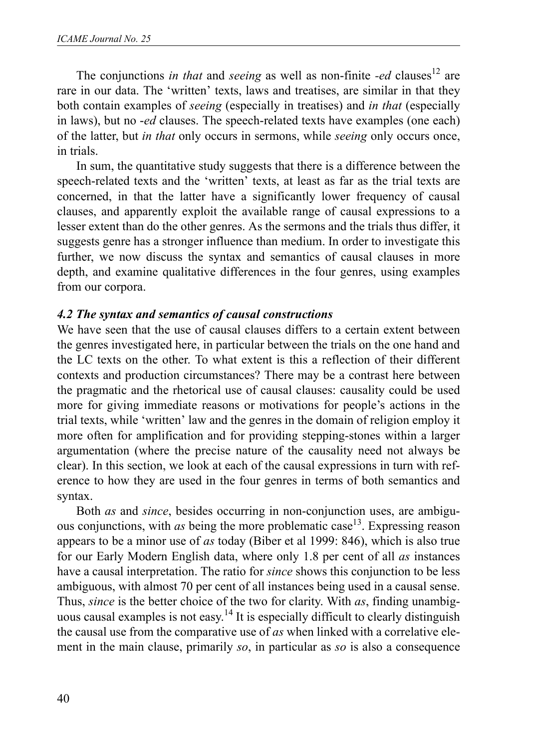The conjunctions *in that* and *seeing* as well as non-finite *-ed* clauses[12] are rare in our data. The 'written' texts, laws and treatises, are similar in that they both contain examples of *seeing* (especially in treatises) and *in that* (especially in laws), but no *-ed* clauses. The speech-related texts have examples (one each) of the latter, but *in that* only occurs in sermons, while *seeing* only occurs once, in trials.

In sum, the quantitative study suggests that there is a difference between the speech-related texts and the 'written' texts, at least as far as the trial texts are concerned, in that the latter have a significantly lower frequency of causal clauses, and apparently exploit the available range of causal expressions to a lesser extent than do the other genres. As the sermons and the trials thus differ, it suggests genre has a stronger influence than medium. In order to investigate this further, we now discuss the syntax and semantics of causal clauses in more depth, and examine qualitative differences in the four genres, using examples from our corpora.

### *4.2 The syntax and semantics of causal constructions*

We have seen that the use of causal clauses differs to a certain extent between the genres investigated here, in particular between the trials on the one hand and the LC texts on the other. To what extent is this a reflection of their different contexts and production circumstances? There may be a contrast here between the pragmatic and the rhetorical use of causal clauses: causality could be used more for giving immediate reasons or motivations for people's actions in the trial texts, while 'written' law and the genres in the domain of religion employ it more often for amplification and for providing stepping-stones within a larger argumentation (where the precise nature of the causality need not always be clear). In this section, we look at each of the causal expressions in turn with reference to how they are used in the four genres in terms of both semantics and syntax.

Both *as* and *since*, besides occurring in non-conjunction uses, are ambiguous conjunctions, with *as* being the more problematic case[13]. Expressing reason appears to be a minor use of *as* today (Biber et al 1999: 846), which is also true for our Early Modern English data, where only 1.8 per cent of all *as* instances have a causal interpretation. The ratio for *since* shows this conjunction to be less ambiguous, with almost 70 per cent of all instances being used in a causal sense. Thus, *since* is the better choice of the two for clarity. With *as*, finding unambiguous causal examples is not easy.[14] It is especially difficult to clearly distinguish the causal use from the comparative use of *as* when linked with a correlative element in the main clause, primarily *so*, in particular as *so* is also a consequence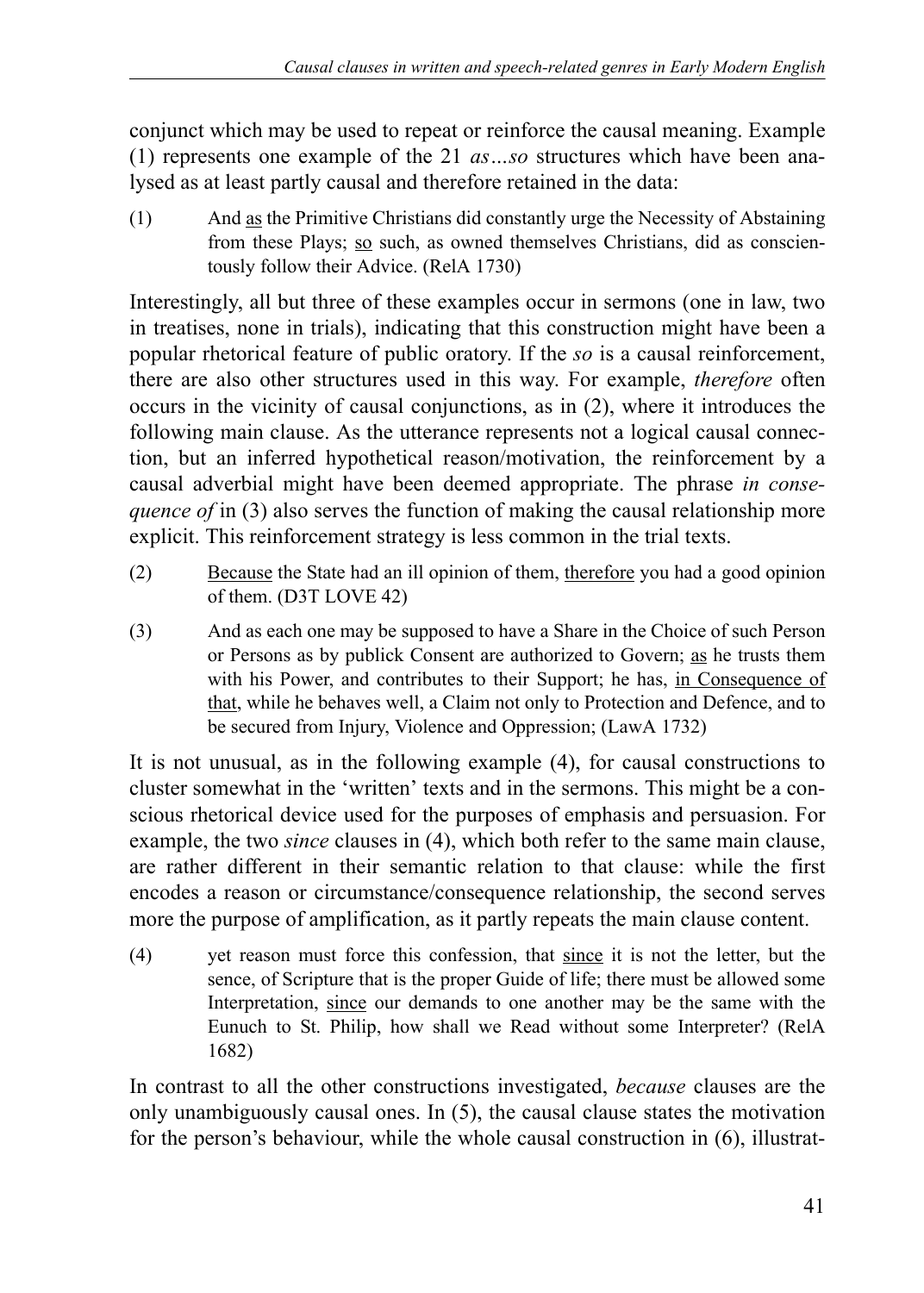conjunct which may be used to repeat or reinforce the causal meaning. Example (1) represents one example of the 21 *as…so* structures which have been analysed as at least partly causal and therefore retained in the data:

(1) And as the Primitive Christians did constantly urge the Necessity of Abstaining from these Plays; so such, as owned themselves Christians, did as conscientously follow their Advice. (RelA 1730)

Interestingly, all but three of these examples occur in sermons (one in law, two in treatises, none in trials), indicating that this construction might have been a popular rhetorical feature of public oratory. If the *so* is a causal reinforcement, there are also other structures used in this way. For example, *therefore* often occurs in the vicinity of causal conjunctions, as in (2), where it introduces the following main clause. As the utterance represents not a logical causal connection, but an inferred hypothetical reason/motivation, the reinforcement by a causal adverbial might have been deemed appropriate. The phrase *in consequence of* in (3) also serves the function of making the causal relationship more explicit. This reinforcement strategy is less common in the trial texts.

(2) Because the State had an ill opinion of them, therefore you had a good opinion of them. (D3T LOVE 42)

(3) And as each one may be supposed to have a Share in the Choice of such Person or Persons as by publick Consent are authorized to Govern; as he trusts them with his Power, and contributes to their Support; he has, in Consequence of that, while he behaves well, a Claim not only to Protection and Defence, and to be secured from Injury, Violence and Oppression; (LawA 1732)

It is not unusual, as in the following example (4), for causal constructions to cluster somewhat in the 'written' texts and in the sermons. This might be a conscious rhetorical device used for the purposes of emphasis and persuasion. For example, the two *since* clauses in (4), which both refer to the same main clause, are rather different in their semantic relation to that clause: while the first encodes a reason or circumstance/consequence relationship, the second serves more the purpose of amplification, as it partly repeats the main clause content.

(4) yet reason must force this confession, that since it is not the letter, but the sence, of Scripture that is the proper Guide of life; there must be allowed some Interpretation, since our demands to one another may be the same with the Eunuch to St. Philip, how shall we Read without some Interpreter? (RelA 1682)

In contrast to all the other constructions investigated, *because* clauses are the only unambiguously causal ones. In (5), the causal clause states the motivation for the person's behaviour, while the whole causal construction in (6), illustrat-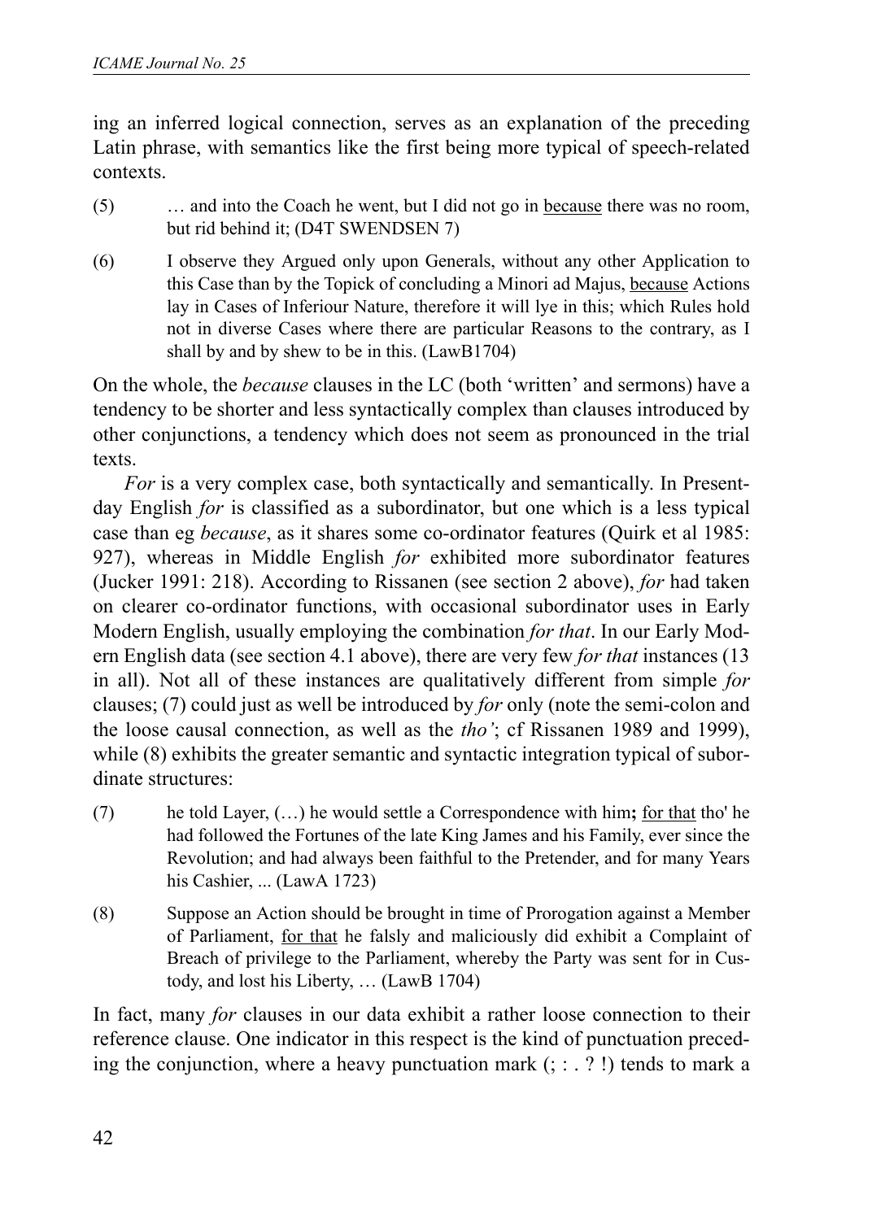ing an inferred logical connection, serves as an explanation of the preceding Latin phrase, with semantics like the first being more typical of speech-related contexts.

(5) … and into the Coach he went, but I did not go in because there was no room, but rid behind it; (D4T SWENDSEN 7)

(6) I observe they Argued only upon Generals, without any other Application to this Case than by the Topick of concluding a Minori ad Majus, because Actions lay in Cases of Inferiour Nature, therefore it will lye in this; which Rules hold not in diverse Cases where there are particular Reasons to the contrary, as I shall by and by shew to be in this. (LawB1704)

On the whole, the *because* clauses in the LC (both 'written' and sermons) have a tendency to be shorter and less syntactically complex than clauses introduced by other conjunctions, a tendency which does not seem as pronounced in the trial texts.

*For* is a very complex case, both syntactically and semantically. In Present-day English *for* is classified as a subordinator, but one which is a less typical case than eg *because*, as it shares some co-ordinator features (Quirk et al 1985: 927), whereas in Middle English *for* exhibited more subordinator features (Jucker 1991: 218). According to Rissanen (see section 2 above), *for* had taken on clearer co-ordinator functions, with occasional subordinator uses in Early Modern English, usually employing the combination *for that*. In our Early Modern English data (see section 4.1 above), there are very few *for that* instances (13 in all). Not all of these instances are qualitatively different from simple *for* clauses; (7) could just as well be introduced by *for* only (note the semi-colon and the loose causal connection, as well as the *tho'*; cf Rissanen 1989 and 1999), while (8) exhibits the greater semantic and syntactic integration typical of subordinate structures:

(7) he told Layer, (…) he would settle a Correspondence with him**;** for that tho' he had followed the Fortunes of the late King James and his Family, ever since the Revolution; and had always been faithful to the Pretender, and for many Years his Cashier, ... (LawA 1723)

(8) Suppose an Action should be brought in time of Prorogation against a Member of Parliament, for that he falsly and maliciously did exhibit a Complaint of Breach of privilege to the Parliament, whereby the Party was sent for in Custody, and lost his Liberty, … (LawB 1704)

In fact, many *for* clauses in our data exhibit a rather loose connection to their reference clause. One indicator in this respect is the kind of punctuation preceding the conjunction, where a heavy punctuation mark (; : . ? !) tends to mark a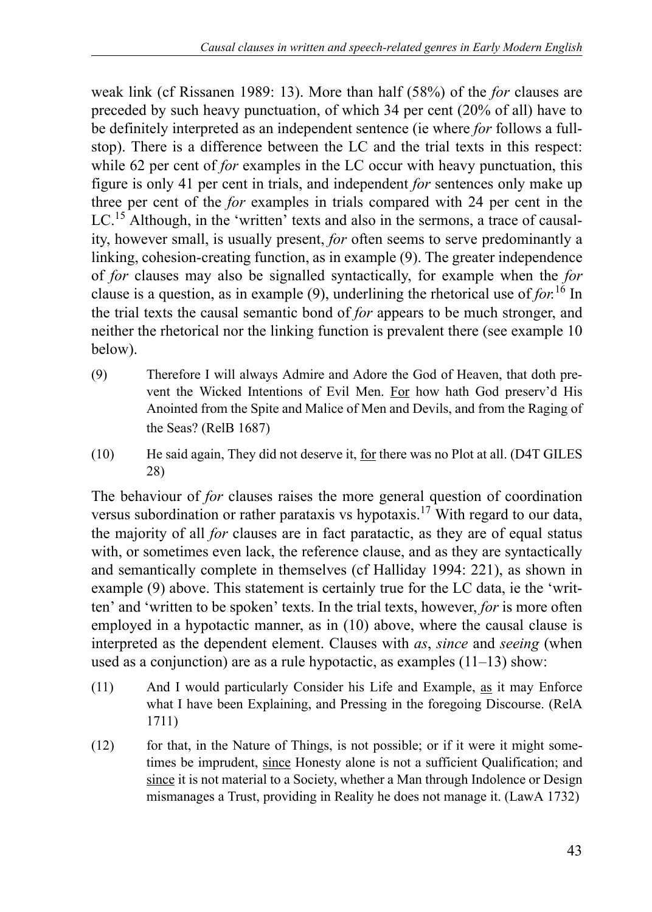weak link (cf Rissanen 1989: 13). More than half (58%) of the *for* clauses are preceded by such heavy punctuation, of which 34 per cent (20% of all) have to be definitely interpreted as an independent sentence (ie where *for* follows a full-stop). There is a difference between the LC and the trial texts in this respect: while 62 per cent of *for* examples in the LC occur with heavy punctuation, this figure is only 41 per cent in trials, and independent *for* sentences only make up three per cent of the *for* examples in trials compared with 24 per cent in the LC.[15] Although, in the 'written' texts and also in the sermons, a trace of causality, however small, is usually present, *for* often seems to serve predominantly a linking, cohesion-creating function, as in example (9). The greater independence of *for* clauses may also be signalled syntactically, for example when the *for* clause is a question, as in example (9), underlining the rhetorical use of *for*.[16] In the trial texts the causal semantic bond of *for* appears to be much stronger, and neither the rhetorical nor the linking function is prevalent there (see example 10 below).

(9) Therefore I will always Admire and Adore the God of Heaven, that doth prevent the Wicked Intentions of Evil Men. <u>For</u> how hath God preserv'd His Anointed from the Spite and Malice of Men and Devils, and from the Raging of the Seas? (RelB 1687)

(10) He said again, They did not deserve it, <u>for</u> there was no Plot at all. (D4T GILES 28)

The behaviour of *for* clauses raises the more general question of coordination versus subordination or rather parataxis vs hypotaxis.[17] With regard to our data, the majority of all *for* clauses are in fact paratactic, as they are of equal status with, or sometimes even lack, the reference clause, and as they are syntactically and semantically complete in themselves (cf Halliday 1994: 221), as shown in example (9) above. This statement is certainly true for the LC data, ie the 'written' and 'written to be spoken' texts. In the trial texts, however, *for* is more often employed in a hypotactic manner, as in (10) above, where the causal clause is interpreted as the dependent element. Clauses with *as*, *since* and *seeing* (when used as a conjunction) are as a rule hypotactic, as examples (11–13) show:

(11) And I would particularly Consider his Life and Example, <u>as</u> it may Enforce what I have been Explaining, and Pressing in the foregoing Discourse. (RelA 1711)

(12) for that, in the Nature of Things, is not possible; or if it were it might sometimes be imprudent, <u>since</u> Honesty alone is not a sufficient Qualification; and <u>since</u> it is not material to a Society, whether a Man through Indolence or Design mismanages a Trust, providing in Reality he does not manage it. (LawA 1732)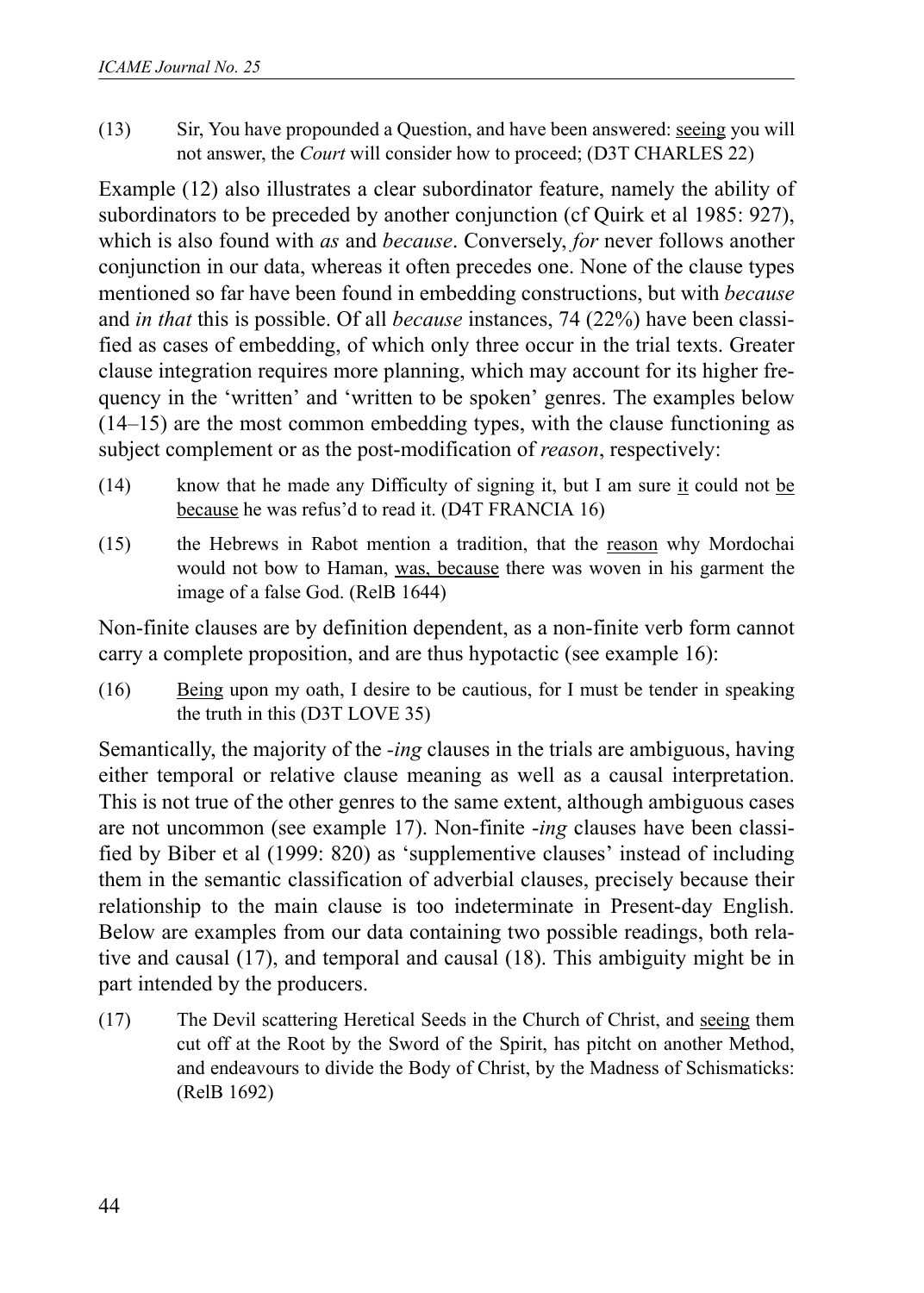(13) Sir, You have propounded a Question, and have been answered: <u>seeing</u> you will not answer, the *Court* will consider how to proceed; (D3T CHARLES 22)

Example (12) also illustrates a clear subordinator feature, namely the ability of subordinators to be preceded by another conjunction (cf Quirk et al 1985: 927), which is also found with *as* and *because*. Conversely, *for* never follows another conjunction in our data, whereas it often precedes one. None of the clause types mentioned so far have been found in embedding constructions, but with *because* and *in that* this is possible. Of all *because* instances, 74 (22%) have been classified as cases of embedding, of which only three occur in the trial texts. Greater clause integration requires more planning, which may account for its higher frequency in the 'written' and 'written to be spoken' genres. The examples below (14–15) are the most common embedding types, with the clause functioning as subject complement or as the post-modification of *reason*, respectively:

(14) know that he made any Difficulty of signing it, but I am sure <u>it</u> could not <u>be because</u> he was refus'd to read it. (D4T FRANCIA 16)

(15) the Hebrews in Rabot mention a tradition, that the <u>reason</u> why Mordochai would not bow to Haman, <u>was, because</u> there was woven in his garment the image of a false God. (RelB 1644)

Non-finite clauses are by definition dependent, as a non-finite verb form cannot carry a complete proposition, and are thus hypotactic (see example 16):

(16) <u>Being</u> upon my oath, I desire to be cautious, for I must be tender in speaking the truth in this (D3T LOVE 35)

Semantically, the majority of the *-ing* clauses in the trials are ambiguous, having either temporal or relative clause meaning as well as a causal interpretation. This is not true of the other genres to the same extent, although ambiguous cases are not uncommon (see example 17). Non-finite *-ing* clauses have been classified by Biber et al (1999: 820) as 'supplementive clauses' instead of including them in the semantic classification of adverbial clauses, precisely because their relationship to the main clause is too indeterminate in Present-day English. Below are examples from our data containing two possible readings, both relative and causal (17), and temporal and causal (18). This ambiguity might be in part intended by the producers.

(17) The Devil scattering Heretical Seeds in the Church of Christ, and <u>seeing</u> them cut off at the Root by the Sword of the Spirit, has pitcht on another Method, and endeavours to divide the Body of Christ, by the Madness of Schismaticks: (RelB 1692)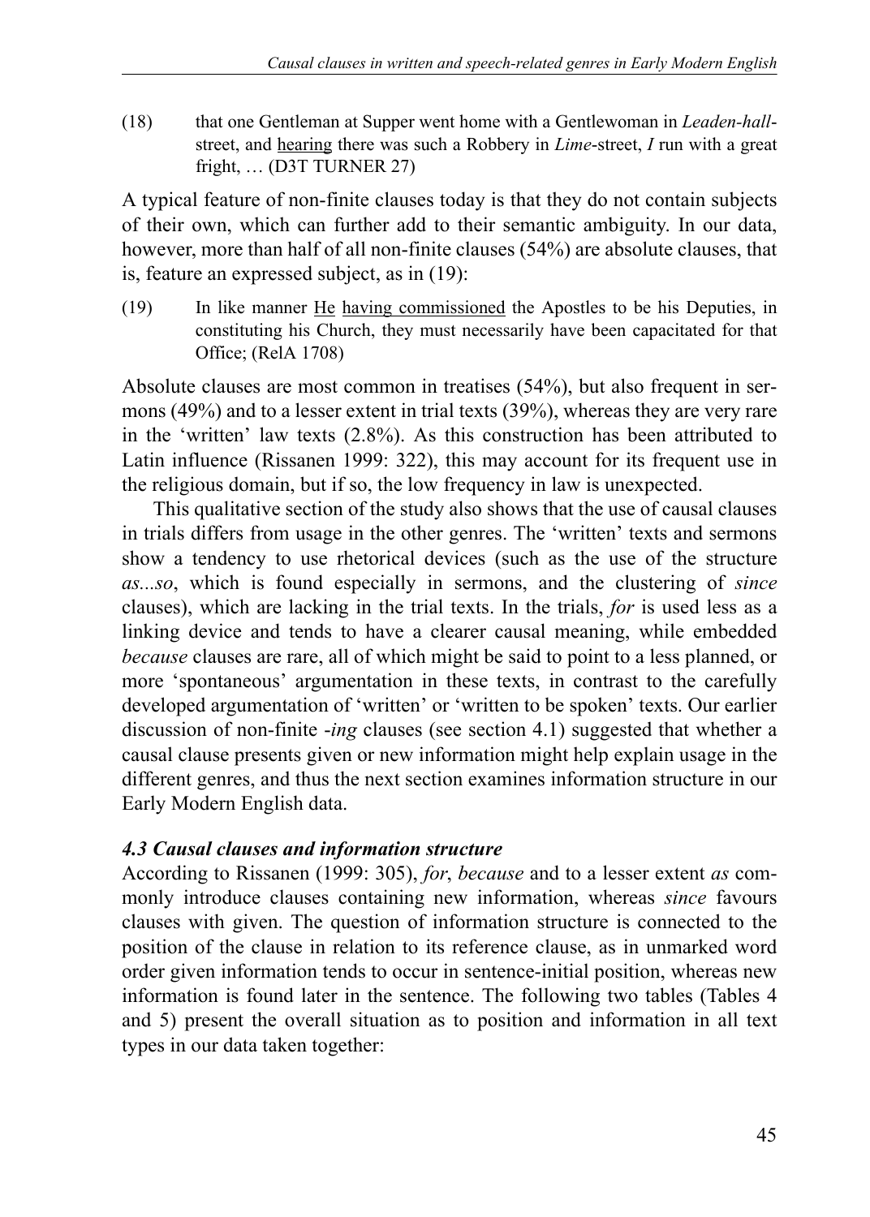(18) that one Gentleman at Supper went home with a Gentlewoman in *Leaden-hall*-street, and <u>hearing</u> there was such a Robbery in *Lime*-street, *I* run with a great fright, … (D3T TURNER 27)

A typical feature of non-finite clauses today is that they do not contain subjects of their own, which can further add to their semantic ambiguity. In our data, however, more than half of all non-finite clauses (54%) are absolute clauses, that is, feature an expressed subject, as in (19):

(19) In like manner <u>He</u> <u>having commissioned</u> the Apostles to be his Deputies, in constituting his Church, they must necessarily have been capacitated for that Office; (RelA 1708)

Absolute clauses are most common in treatises (54%), but also frequent in sermons (49%) and to a lesser extent in trial texts (39%), whereas they are very rare in the 'written' law texts (2.8%). As this construction has been attributed to Latin influence (Rissanen 1999: 322), this may account for its frequent use in the religious domain, but if so, the low frequency in law is unexpected.

This qualitative section of the study also shows that the use of causal clauses in trials differs from usage in the other genres. The 'written' texts and sermons show a tendency to use rhetorical devices (such as the use of the structure *as...so*, which is found especially in sermons, and the clustering of *since* clauses), which are lacking in the trial texts. In the trials, *for* is used less as a linking device and tends to have a clearer causal meaning, while embedded *because* clauses are rare, all of which might be said to point to a less planned, or more 'spontaneous' argumentation in these texts, in contrast to the carefully developed argumentation of 'written' or 'written to be spoken' texts. Our earlier discussion of non-finite *-ing* clauses (see section 4.1) suggested that whether a causal clause presents given or new information might help explain usage in the different genres, and thus the next section examines information structure in our Early Modern English data.

### *4.3 Causal clauses and information structure*

According to Rissanen (1999: 305), *for*, *because* and to a lesser extent *as* commonly introduce clauses containing new information, whereas *since* favours clauses with given. The question of information structure is connected to the position of the clause in relation to its reference clause, as in unmarked word order given information tends to occur in sentence-initial position, whereas new information is found later in the sentence. The following two tables (Tables 4 and 5) present the overall situation as to position and information in all text types in our data taken together: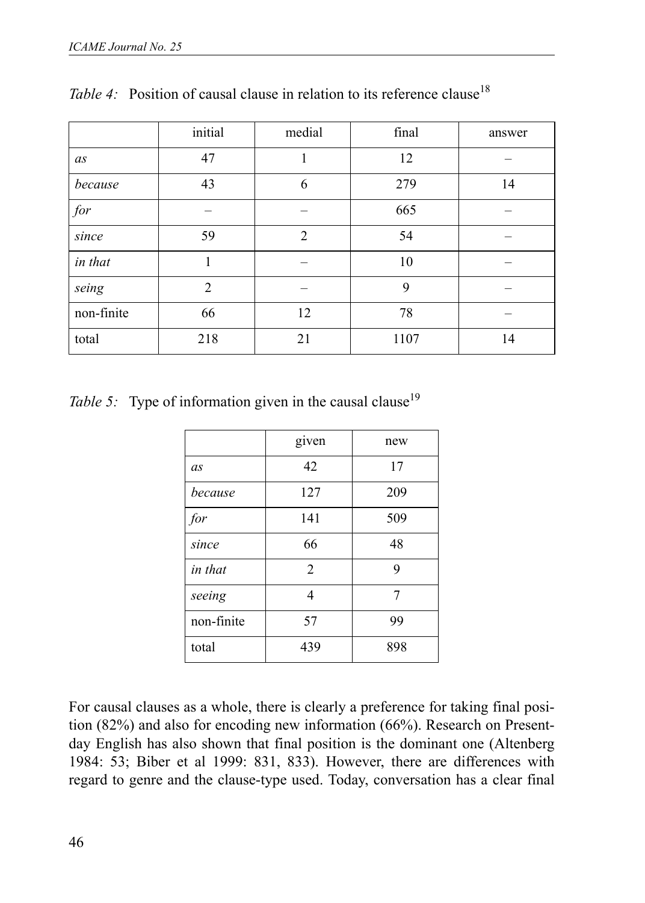*Table 4:* Position of causal clause in relation to its reference clause[18]

| | initial | medial | final | answer |
|---|---|---|---|---|
| *as* | 47 | 1 | 12 | – |
| *because* | 43 | 6 | 279 | 14 |
| *for* | – | – | 665 | – |
| *since* | 59 | 2 | 54 | – |
| *in that* | 1 | – | 10 | – |
| *seing* | 2 | – | 9 | – |
| non-finite | 66 | 12 | 78 | – |
| total | 218 | 21 | 1107 | 14 |

*Table 5:* Type of information given in the causal clause[19]

| | given | new |
|---|---|---|
| *as* | 42 | 17 |
| *because* | 127 | 209 |
| *for* | 141 | 509 |
| *since* | 66 | 48 |
| *in that* | 2 | 9 |
| *seeing* | 4 | 7 |
| non-finite | 57 | 99 |
| total | 439 | 898 |

For causal clauses as a whole, there is clearly a preference for taking final position (82%) and also for encoding new information (66%). Research on Present-day English has also shown that final position is the dominant one (Altenberg 1984: 53; Biber et al 1999: 831, 833). However, there are differences with regard to genre and the clause-type used. Today, conversation has a clear final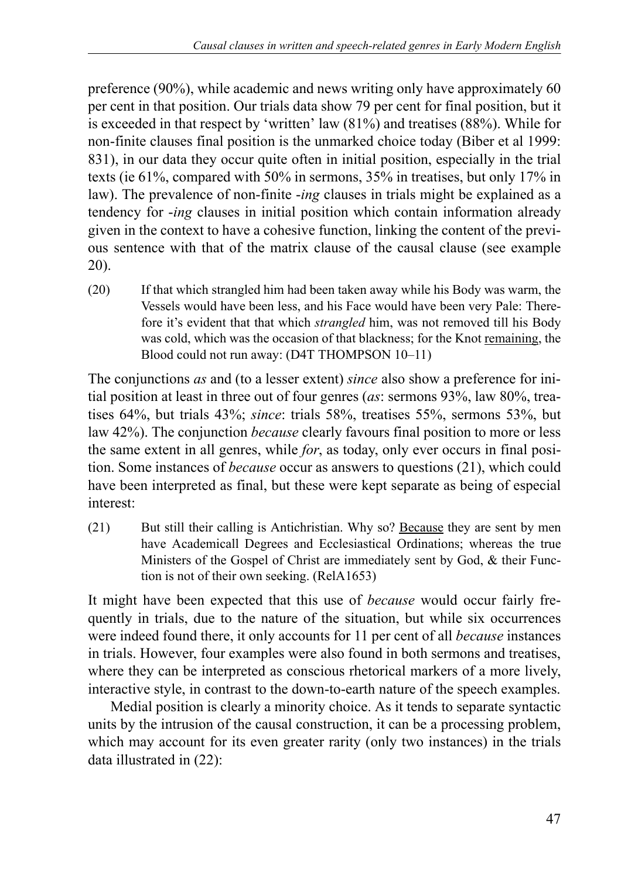preference (90%), while academic and news writing only have approximately 60 per cent in that position. Our trials data show 79 per cent for final position, but it is exceeded in that respect by 'written' law (81%) and treatises (88%). While for non-finite clauses final position is the unmarked choice today (Biber et al 1999: 831), in our data they occur quite often in initial position, especially in the trial texts (ie 61%, compared with 50% in sermons, 35% in treatises, but only 17% in law). The prevalence of non-finite *-ing* clauses in trials might be explained as a tendency for *-ing* clauses in initial position which contain information already given in the context to have a cohesive function, linking the content of the previous sentence with that of the matrix clause of the causal clause (see example 20).

(20) If that which strangled him had been taken away while his Body was warm, the Vessels would have been less, and his Face would have been very Pale: Therefore it's evident that that which *strangled* him, was not removed till his Body was cold, which was the occasion of that blackness; for the Knot remaining, the Blood could not run away: (D4T THOMPSON 10–11)

The conjunctions *as* and (to a lesser extent) *since* also show a preference for initial position at least in three out of four genres (*as*: sermons 93%, law 80%, treatises 64%, but trials 43%; *since*: trials 58%, treatises 55%, sermons 53%, but law 42%). The conjunction *because* clearly favours final position to more or less the same extent in all genres, while *for*, as today, only ever occurs in final position. Some instances of *because* occur as answers to questions (21), which could have been interpreted as final, but these were kept separate as being of especial interest:

(21) But still their calling is Antichristian. Why so? Because they are sent by men have Academicall Degrees and Ecclesiastical Ordinations; whereas the true Ministers of the Gospel of Christ are immediately sent by God, & their Function is not of their own seeking. (RelA1653)

It might have been expected that this use of *because* would occur fairly frequently in trials, due to the nature of the situation, but while six occurrences were indeed found there, it only accounts for 11 per cent of all *because* instances in trials. However, four examples were also found in both sermons and treatises, where they can be interpreted as conscious rhetorical markers of a more lively, interactive style, in contrast to the down-to-earth nature of the speech examples.

Medial position is clearly a minority choice. As it tends to separate syntactic units by the intrusion of the causal construction, it can be a processing problem, which may account for its even greater rarity (only two instances) in the trials data illustrated in (22):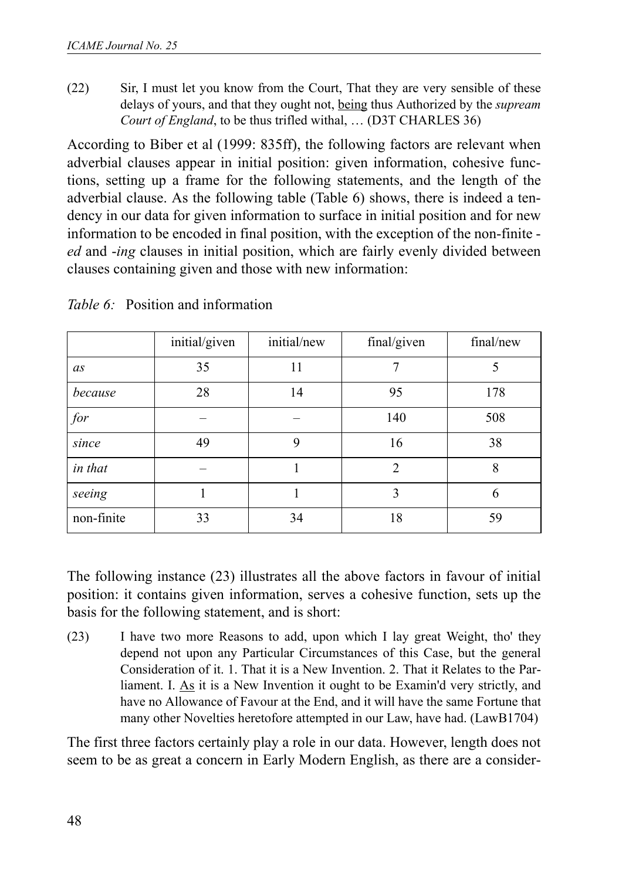(22) Sir, I must let you know from the Court, That they are very sensible of these delays of yours, and that they ought not, <u>being</u> thus Authorized by the *supream Court of England*, to be thus trifled withal, … (D3T CHARLES 36)

According to Biber et al (1999: 835ff), the following factors are relevant when adverbial clauses appear in initial position: given information, cohesive functions, setting up a frame for the following statements, and the length of the adverbial clause. As the following table (Table 6) shows, there is indeed a tendency in our data for given information to surface in initial position and for new information to be encoded in final position, with the exception of the non-finite -*ed* and -*ing* clauses in initial position, which are fairly evenly divided between clauses containing given and those with new information:

*Table 6:* Position and information

| | initial/given | initial/new | final/given | final/new |
|---|---|---|---|---|
| *as* | 35 | 11 | 7 | 5 |
| *because* | 28 | 14 | 95 | 178 |
| *for* | – | – | 140 | 508 |
| *since* | 49 | 9 | 16 | 38 |
| *in that* | – | 1 | 2 | 8 |
| *seeing* | 1 | 1 | 3 | 6 |
| non-finite | 33 | 34 | 18 | 59 |

The following instance (23) illustrates all the above factors in favour of initial position: it contains given information, serves a cohesive function, sets up the basis for the following statement, and is short:

(23) I have two more Reasons to add, upon which I lay great Weight, tho' they depend not upon any Particular Circumstances of this Case, but the general Consideration of it. 1. That it is a New Invention. 2. That it Relates to the Parliament. I. <u>As</u> it is a New Invention it ought to be Examin'd very strictly, and have no Allowance of Favour at the End, and it will have the same Fortune that many other Novelties heretofore attempted in our Law, have had. (LawB1704)

The first three factors certainly play a role in our data. However, length does not seem to be as great a concern in Early Modern English, as there are a consider-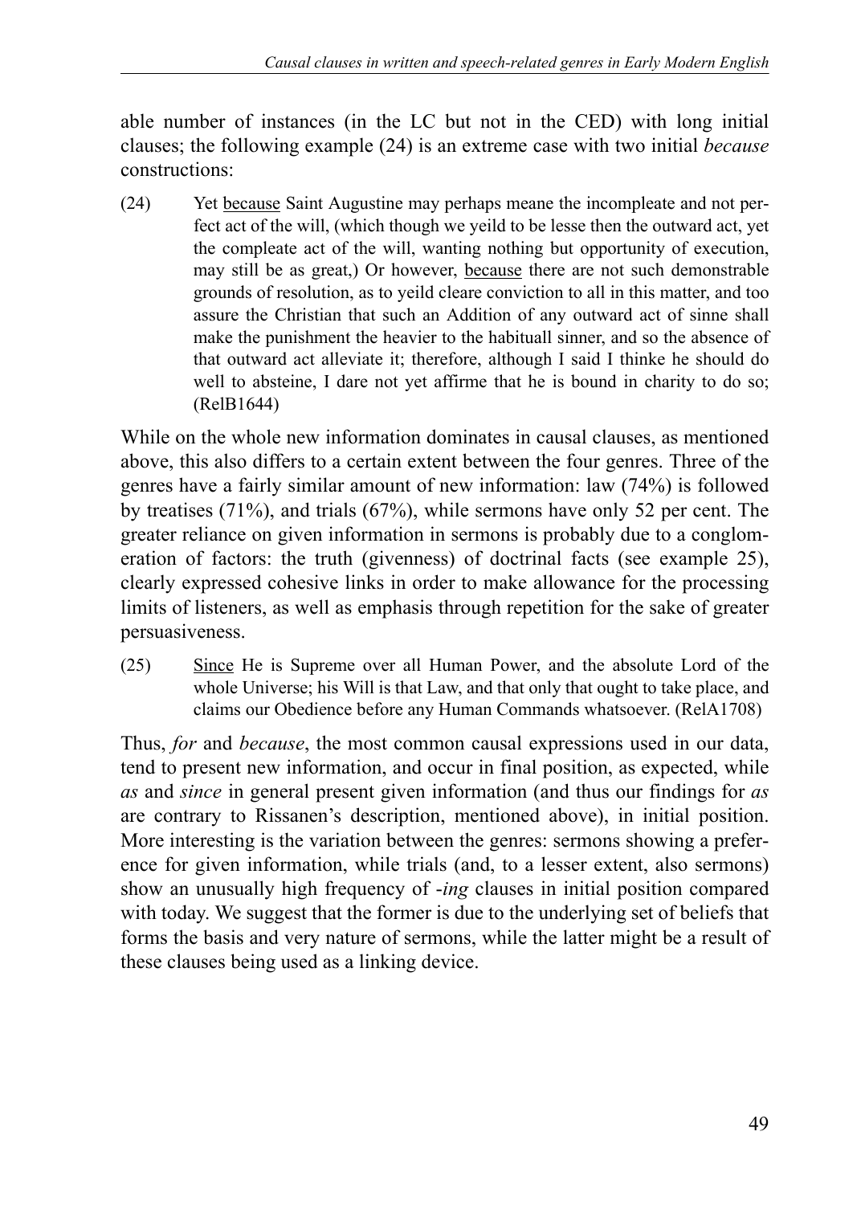able number of instances (in the LC but not in the CED) with long initial clauses; the following example (24) is an extreme case with two initial *because* constructions:

(24) Yet because Saint Augustine may perhaps meane the incompleate and not perfect act of the will, (which though we yeild to be lesse then the outward act, yet the compleate act of the will, wanting nothing but opportunity of execution, may still be as great,) Or however, because there are not such demonstrable grounds of resolution, as to yeild cleare conviction to all in this matter, and too assure the Christian that such an Addition of any outward act of sinne shall make the punishment the heavier to the habituall sinner, and so the absence of that outward act alleviate it; therefore, although I said I thinke he should do well to absteine, I dare not yet affirme that he is bound in charity to do so; (RelB1644)

While on the whole new information dominates in causal clauses, as mentioned above, this also differs to a certain extent between the four genres. Three of the genres have a fairly similar amount of new information: law (74%) is followed by treatises (71%), and trials (67%), while sermons have only 52 per cent. The greater reliance on given information in sermons is probably due to a conglomeration of factors: the truth (givenness) of doctrinal facts (see example 25), clearly expressed cohesive links in order to make allowance for the processing limits of listeners, as well as emphasis through repetition for the sake of greater persuasiveness.

(25) Since He is Supreme over all Human Power, and the absolute Lord of the whole Universe; his Will is that Law, and that only that ought to take place, and claims our Obedience before any Human Commands whatsoever. (RelA1708)

Thus, *for* and *because*, the most common causal expressions used in our data, tend to present new information, and occur in final position, as expected, while *as* and *since* in general present given information (and thus our findings for *as* are contrary to Rissanen's description, mentioned above), in initial position. More interesting is the variation between the genres: sermons showing a preference for given information, while trials (and, to a lesser extent, also sermons) show an unusually high frequency of *-ing* clauses in initial position compared with today. We suggest that the former is due to the underlying set of beliefs that forms the basis and very nature of sermons, while the latter might be a result of these clauses being used as a linking device.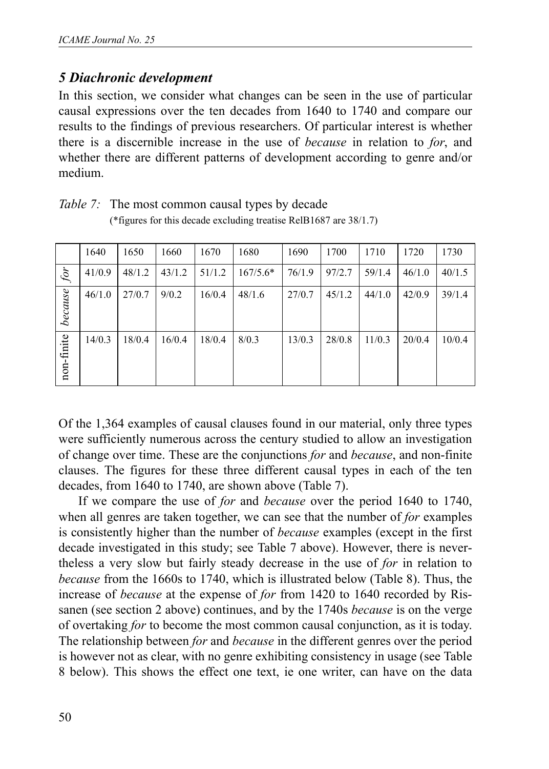### *5 Diachronic development*

In this section, we consider what changes can be seen in the use of particular causal expressions over the ten decades from 1640 to 1740 and compare our results to the findings of previous researchers. Of particular interest is whether there is a discernible increase in the use of *because* in relation to *for*, and whether there are different patterns of development according to genre and/or medium.

*Table 7:* The most common causal types by decade
(*figures for this decade excluding treatise RelB1687 are 38/1.7)

| | 1640 | 1650 | 1660 | 1670 | 1680 | 1690 | 1700 | 1710 | 1720 | 1730 |
|---|---|---|---|---|---|---|---|---|---|---|
| *for* | 41/0.9 | 48/1.2 | 43/1.2 | 51/1.2 | 167/5.6* | 76/1.9 | 97/2.7 | 59/1.4 | 46/1.0 | 40/1.5 |
| *because* | 46/1.0 | 27/0.7 | 9/0.2 | 16/0.4 | 48/1.6 | 27/0.7 | 45/1.2 | 44/1.0 | 42/0.9 | 39/1.4 |
| non-finite | 14/0.3 | 18/0.4 | 16/0.4 | 18/0.4 | 8/0.3 | 13/0.3 | 28/0.8 | 11/0.3 | 20/0.4 | 10/0.4 |

Of the 1,364 examples of causal clauses found in our material, only three types were sufficiently numerous across the century studied to allow an investigation of change over time. These are the conjunctions *for* and *because*, and non-finite clauses. The figures for these three different causal types in each of the ten decades, from 1640 to 1740, are shown above (Table 7).

If we compare the use of *for* and *because* over the period 1640 to 1740, when all genres are taken together, we can see that the number of *for* examples is consistently higher than the number of *because* examples (except in the first decade investigated in this study; see Table 7 above). However, there is nevertheless a very slow but fairly steady decrease in the use of *for* in relation to *because* from the 1660s to 1740, which is illustrated below (Table 8). Thus, the increase of *because* at the expense of *for* from 1420 to 1640 recorded by Rissanen (see section 2 above) continues, and by the 1740s *because* is on the verge of overtaking *for* to become the most common causal conjunction, as it is today. The relationship between *for* and *because* in the different genres over the period is however not as clear, with no genre exhibiting consistency in usage (see Table 8 below). This shows the effect one text, ie one writer, can have on the data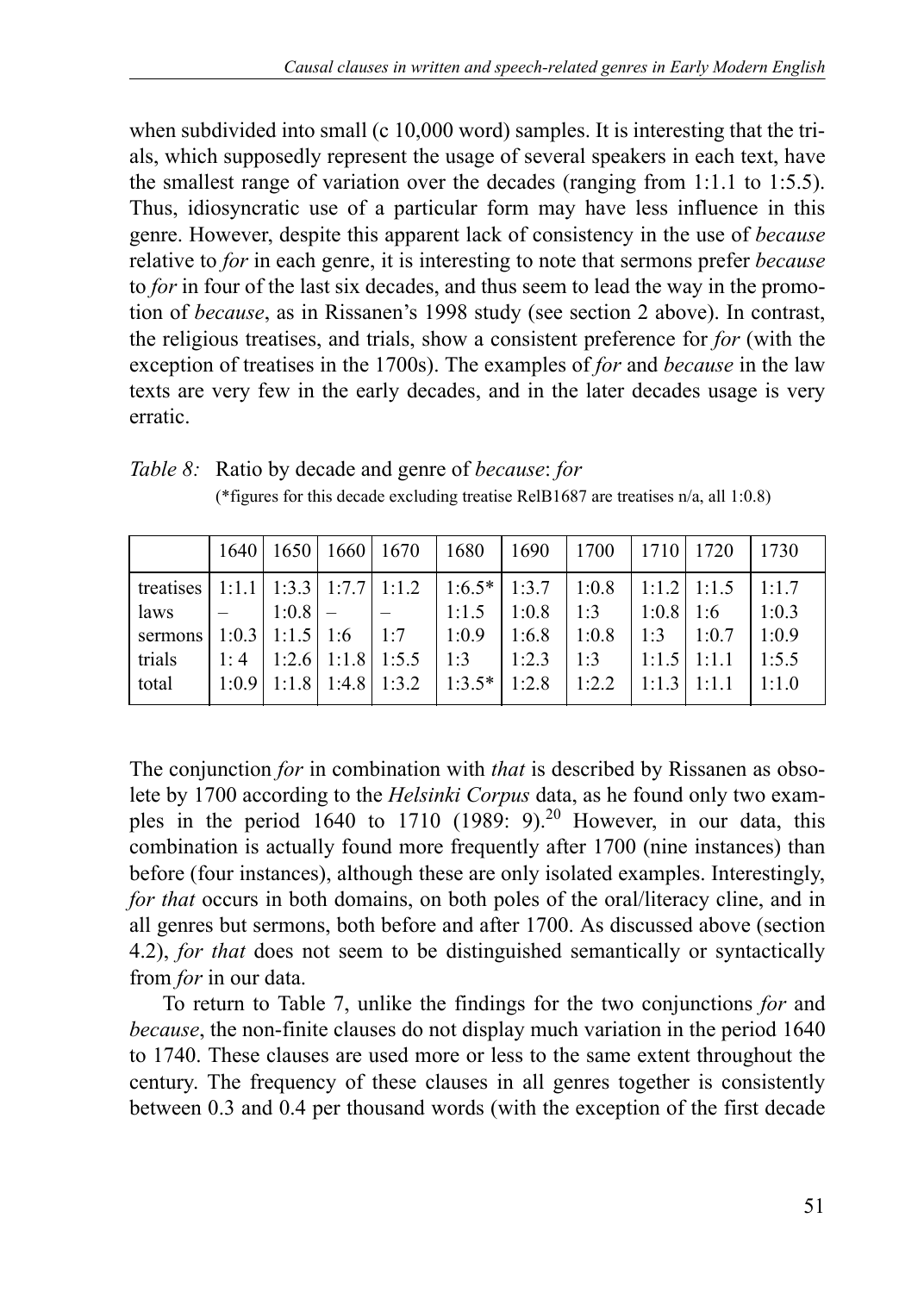when subdivided into small (c 10,000 word) samples. It is interesting that the trials, which supposedly represent the usage of several speakers in each text, have the smallest range of variation over the decades (ranging from 1:1.1 to 1:5.5). Thus, idiosyncratic use of a particular form may have less influence in this genre. However, despite this apparent lack of consistency in the use of *because* relative to *for* in each genre, it is interesting to note that sermons prefer *because* to *for* in four of the last six decades, and thus seem to lead the way in the promotion of *because*, as in Rissanen's 1998 study (see section 2 above). In contrast, the religious treatises, and trials, show a consistent preference for *for* (with the exception of treatises in the 1700s). The examples of *for* and *because* in the law texts are very few in the early decades, and in the later decades usage is very erratic.

*Table 8:* Ratio by decade and genre of *because*: *for*
(*figures for this decade excluding treatise RelB1687 are treatises n/a, all 1:0.8)

| | 1640 | 1650 | 1660 | 1670 | 1680 | 1690 | 1700 | 1710 | 1720 | 1730 |
|---|---|---|---|---|---|---|---|---|---|---|
| treatises | 1:1.1 | 1:3.3 | 1:7.7 | 1:1.2 | 1:6.5* | 1:3.7 | 1:0.8 | 1:1.2 | 1:1.5 | 1:1.7 |
| laws | – | 1:0.8 | – | – | 1:1.5 | 1:0.8 | 1:3 | 1:0.8 | 1:6 | 1:0.3 |
| sermons | 1:0.3 | 1:1.5 | 1:6 | 1:7 | 1:0.9 | 1:6.8 | 1:0.8 | 1:3 | 1:0.7 | 1:0.9 |
| trials | 1: 4 | 1:2.6 | 1:1.8 | 1:5.5 | 1:3 | 1:2.3 | 1:3 | 1:1.5 | 1:1.1 | 1:5.5 |
| total | 1:0.9 | 1:1.8 | 1:4.8 | 1:3.2 | 1:3.5* | 1:2.8 | 1:2.2 | 1:1.3 | 1:1.1 | 1:1.0 |

The conjunction *for* in combination with *that* is described by Rissanen as obsolete by 1700 according to the *Helsinki Corpus* data, as he found only two examples in the period 1640 to 1710 (1989: 9).[20] However, in our data, this combination is actually found more frequently after 1700 (nine instances) than before (four instances), although these are only isolated examples. Interestingly, *for that* occurs in both domains, on both poles of the oral/literacy cline, and in all genres but sermons, both before and after 1700. As discussed above (section 4.2), *for that* does not seem to be distinguished semantically or syntactically from *for* in our data.

To return to Table 7, unlike the findings for the two conjunctions *for* and *because*, the non-finite clauses do not display much variation in the period 1640 to 1740. These clauses are used more or less to the same extent throughout the century. The frequency of these clauses in all genres together is consistently between 0.3 and 0.4 per thousand words (with the exception of the first decade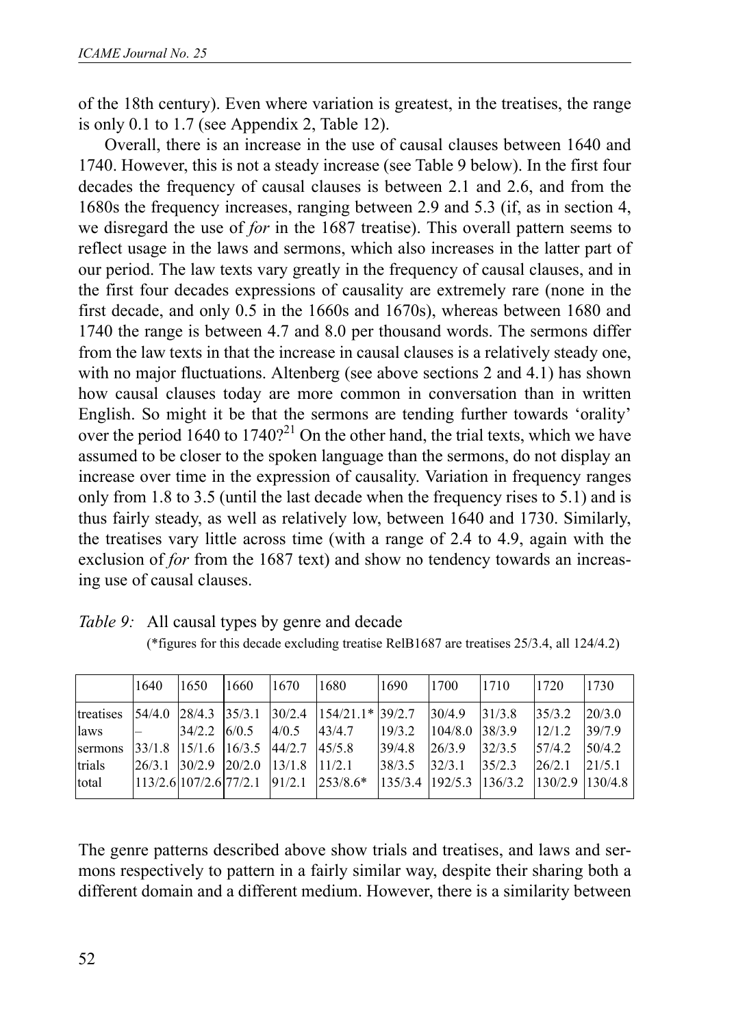of the 18th century). Even where variation is greatest, in the treatises, the range is only 0.1 to 1.7 (see Appendix 2, Table 12).

Overall, there is an increase in the use of causal clauses between 1640 and 1740. However, this is not a steady increase (see Table 9 below). In the first four decades the frequency of causal clauses is between 2.1 and 2.6, and from the 1680s the frequency increases, ranging between 2.9 and 5.3 (if, as in section 4, we disregard the use of *for* in the 1687 treatise). This overall pattern seems to reflect usage in the laws and sermons, which also increases in the latter part of our period. The law texts vary greatly in the frequency of causal clauses, and in the first four decades expressions of causality are extremely rare (none in the first decade, and only 0.5 in the 1660s and 1670s), whereas between 1680 and 1740 the range is between 4.7 and 8.0 per thousand words. The sermons differ from the law texts in that the increase in causal clauses is a relatively steady one, with no major fluctuations. Altenberg (see above sections 2 and 4.1) has shown how causal clauses today are more common in conversation than in written English. So might it be that the sermons are tending further towards 'orality' over the period 1640 to 1740?[21] On the other hand, the trial texts, which we have assumed to be closer to the spoken language than the sermons, do not display an increase over time in the expression of causality. Variation in frequency ranges only from 1.8 to 3.5 (until the last decade when the frequency rises to 5.1) and is thus fairly steady, as well as relatively low, between 1640 and 1730. Similarly, the treatises vary little across time (with a range of 2.4 to 4.9, again with the exclusion of *for* from the 1687 text) and show no tendency towards an increasing use of causal clauses.

*Table 9:* All causal types by genre and decade
(*figures for this decade excluding treatise RelB1687 are treatises 25/3.4, all 124/4.2)

| | 1640 | 1650 | 1660 | 1670 | 1680 | 1690 | 1700 | 1710 | 1720 | 1730 |
|---|---|---|---|---|---|---|---|---|---|---|
| treatises | 54/4.0 | 28/4.3 | 35/3.1 | 30/2.4 | 154/21.1* | 39/2.7 | 30/4.9 | 31/3.8 | 35/3.2 | 20/3.0 |
| laws | – | 34/2.2 | 6/0.5 | 4/0.5 | 43/4.7 | 19/3.2 | 104/8.0 | 38/3.9 | 12/1.2 | 39/7.9 |
| sermons | 33/1.8 | 15/1.6 | 16/3.5 | 44/2.7 | 45/5.8 | 39/4.8 | 26/3.9 | 32/3.5 | 57/4.2 | 50/4.2 |
| trials | 26/3.1 | 30/2.9 | 20/2.0 | 13/1.8 | 11/2.1 | 38/3.5 | 32/3.1 | 35/2.3 | 26/2.1 | 21/5.1 |
| total | 113/2.6 | 107/2.6 | 77/2.1 | 91/2.1 | 253/8.6* | 135/3.4 | 192/5.3 | 136/3.2 | 130/2.9 | 130/4.8 |

The genre patterns described above show trials and treatises, and laws and sermons respectively to pattern in a fairly similar way, despite their sharing both a different domain and a different medium. However, there is a similarity between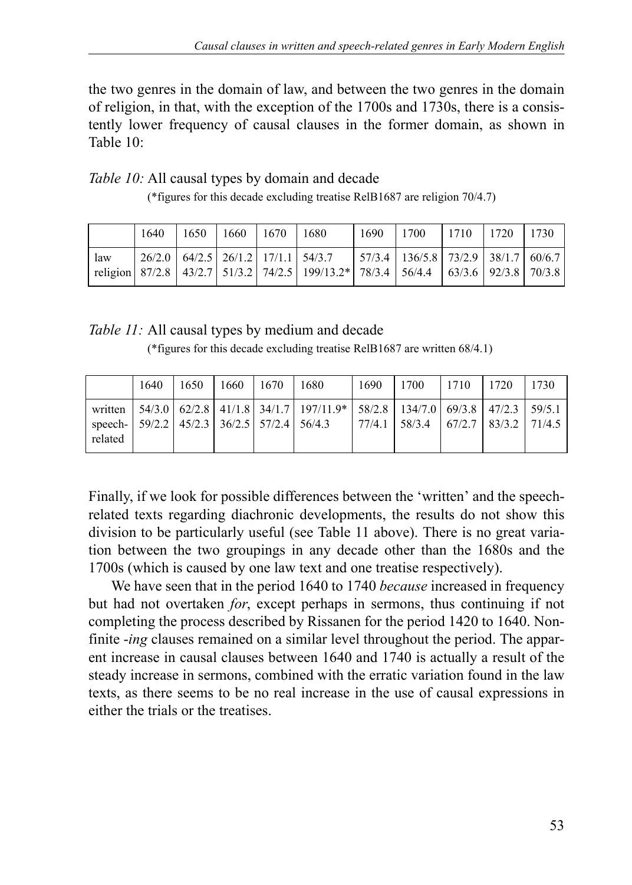the two genres in the domain of law, and between the two genres in the domain of religion, in that, with the exception of the 1700s and 1730s, there is a consistently lower frequency of causal clauses in the former domain, as shown in Table 10:

*Table 10:* All causal types by domain and decade

(*figures for this decade excluding treatise RelB1687 are religion 70/4.7)

| | 1640 | 1650 | 1660 | 1670 | 1680 | 1690 | 1700 | 1710 | 1720 | 1730 |
|---|---|---|---|---|---|---|---|---|---|---|
| law | 26/2.0 | 64/2.5 | 26/1.2 | 17/1.1 | 54/3.7 | 57/3.4 | 136/5.8 | 73/2.9 | 38/1.7 | 60/6.7 |
| religion | 87/2.8 | 43/2.7 | 51/3.2 | 74/2.5 | 199/13.2* | 78/3.4 | 56/4.4 | 63/3.6 | 92/3.8 | 70/3.8 |

*Table 11:* All causal types by medium and decade

(*figures for this decade excluding treatise RelB1687 are written 68/4.1)

| | 1640 | 1650 | 1660 | 1670 | 1680 | 1690 | 1700 | 1710 | 1720 | 1730 |
|---|---|---|---|---|---|---|---|---|---|---|
| written | 54/3.0 | 62/2.8 | 41/1.8 | 34/1.7 | 197/11.9* | 58/2.8 | 134/7.0 | 69/3.8 | 47/2.3 | 59/5.1 |
| speech-related | 59/2.2 | 45/2.3 | 36/2.5 | 57/2.4 | 56/4.3 | 77/4.1 | 58/3.4 | 67/2.7 | 83/3.2 | 71/4.5 |

Finally, if we look for possible differences between the 'written' and the speech-related texts regarding diachronic developments, the results do not show this division to be particularly useful (see Table 11 above). There is no great variation between the two groupings in any decade other than the 1680s and the 1700s (which is caused by one law text and one treatise respectively).

We have seen that in the period 1640 to 1740 *because* increased in frequency but had not overtaken *for*, except perhaps in sermons, thus continuing if not completing the process described by Rissanen for the period 1420 to 1640. Non-finite *-ing* clauses remained on a similar level throughout the period. The apparent increase in causal clauses between 1640 and 1740 is actually a result of the steady increase in sermons, combined with the erratic variation found in the law texts, as there seems to be no real increase in the use of causal expressions in either the trials or the treatises.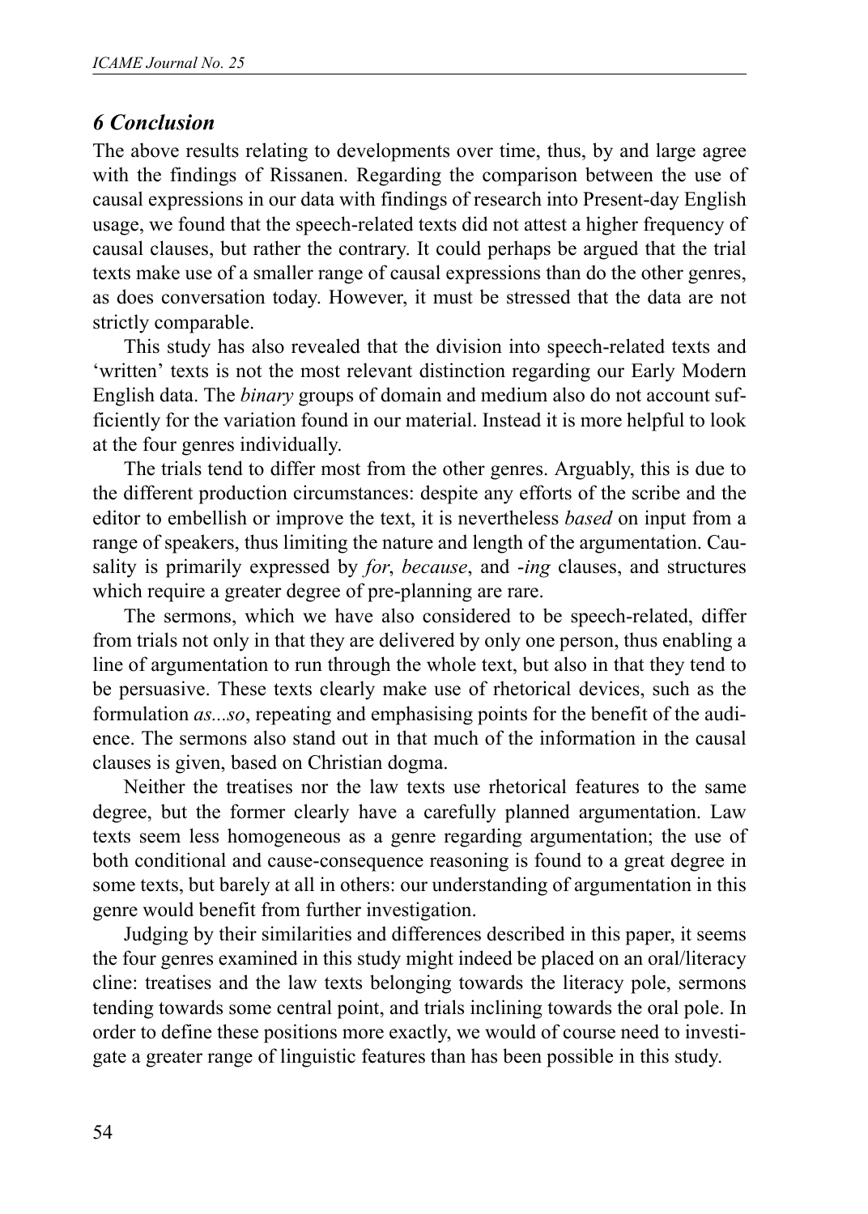## *6 Conclusion*

The above results relating to developments over time, thus, by and large agree with the findings of Rissanen. Regarding the comparison between the use of causal expressions in our data with findings of research into Present-day English usage, we found that the speech-related texts did not attest a higher frequency of causal clauses, but rather the contrary. It could perhaps be argued that the trial texts make use of a smaller range of causal expressions than do the other genres, as does conversation today. However, it must be stressed that the data are not strictly comparable.

This study has also revealed that the division into speech-related texts and 'written' texts is not the most relevant distinction regarding our Early Modern English data. The *binary* groups of domain and medium also do not account sufficiently for the variation found in our material. Instead it is more helpful to look at the four genres individually.

The trials tend to differ most from the other genres. Arguably, this is due to the different production circumstances: despite any efforts of the scribe and the editor to embellish or improve the text, it is nevertheless *based* on input from a range of speakers, thus limiting the nature and length of the argumentation. Causality is primarily expressed by *for*, *because*, and *-ing* clauses, and structures which require a greater degree of pre-planning are rare.

The sermons, which we have also considered to be speech-related, differ from trials not only in that they are delivered by only one person, thus enabling a line of argumentation to run through the whole text, but also in that they tend to be persuasive. These texts clearly make use of rhetorical devices, such as the formulation *as...so*, repeating and emphasising points for the benefit of the audience. The sermons also stand out in that much of the information in the causal clauses is given, based on Christian dogma.

Neither the treatises nor the law texts use rhetorical features to the same degree, but the former clearly have a carefully planned argumentation. Law texts seem less homogeneous as a genre regarding argumentation; the use of both conditional and cause-consequence reasoning is found to a great degree in some texts, but barely at all in others: our understanding of argumentation in this genre would benefit from further investigation.

Judging by their similarities and differences described in this paper, it seems the four genres examined in this study might indeed be placed on an oral/literacy cline: treatises and the law texts belonging towards the literacy pole, sermons tending towards some central point, and trials inclining towards the oral pole. In order to define these positions more exactly, we would of course need to investigate a greater range of linguistic features than has been possible in this study.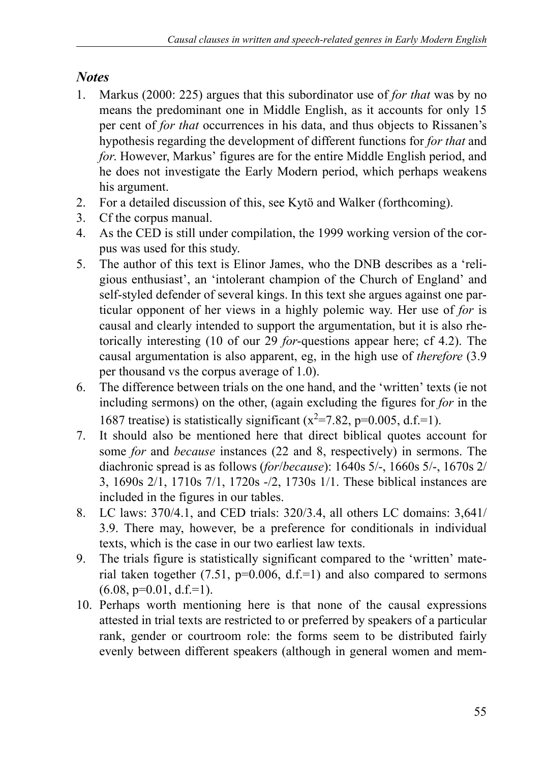## *Notes*

1. Markus (2000: 225) argues that this subordinator use of *for that* was by no means the predominant one in Middle English, as it accounts for only 15 per cent of *for that* occurrences in his data, and thus objects to Rissanen's hypothesis regarding the development of different functions for *for that* and *for*. However, Markus' figures are for the entire Middle English period, and he does not investigate the Early Modern period, which perhaps weakens his argument.
2. For a detailed discussion of this, see Kytö and Walker (forthcoming).
3. Cf the corpus manual.
4. As the CED is still under compilation, the 1999 working version of the corpus was used for this study.
5. The author of this text is Elinor James, who the DNB describes as a 'religious enthusiast', an 'intolerant champion of the Church of England' and self-styled defender of several kings. In this text she argues against one particular opponent of her views in a highly polemic way. Her use of *for* is causal and clearly intended to support the argumentation, but it is also rhetorically interesting (10 of our 29 *for*-questions appear here; cf 4.2). The causal argumentation is also apparent, eg, in the high use of *therefore* (3.9 per thousand vs the corpus average of 1.0).
6. The difference between trials on the one hand, and the 'written' texts (ie not including sermons) on the other, (again excluding the figures for *for* in the 1687 treatise) is statistically significant ($x^2$=7.82, p=0.005, d.f.=1).
7. It should also be mentioned here that direct biblical quotes account for some *for* and *because* instances (22 and 8, respectively) in sermons. The diachronic spread is as follows (*for*/*because*): 1640s 5/-, 1660s 5/-, 1670s 2/3, 1690s 2/1, 1710s 7/1, 1720s -/2, 1730s 1/1. These biblical instances are included in the figures in our tables.
8. LC laws: 370/4.1, and CED trials: 320/3.4, all others LC domains: 3,641/3.9. There may, however, be a preference for conditionals in individual texts, which is the case in our two earliest law texts.
9. The trials figure is statistically significant compared to the 'written' material taken together (7.51, p=0.006, d.f.=1) and also compared to sermons (6.08, p=0.01, d.f.=1).
10. Perhaps worth mentioning here is that none of the causal expressions attested in trial texts are restricted to or preferred by speakers of a particular rank, gender or courtroom role: the forms seem to be distributed fairly evenly between different speakers (although in general women and mem-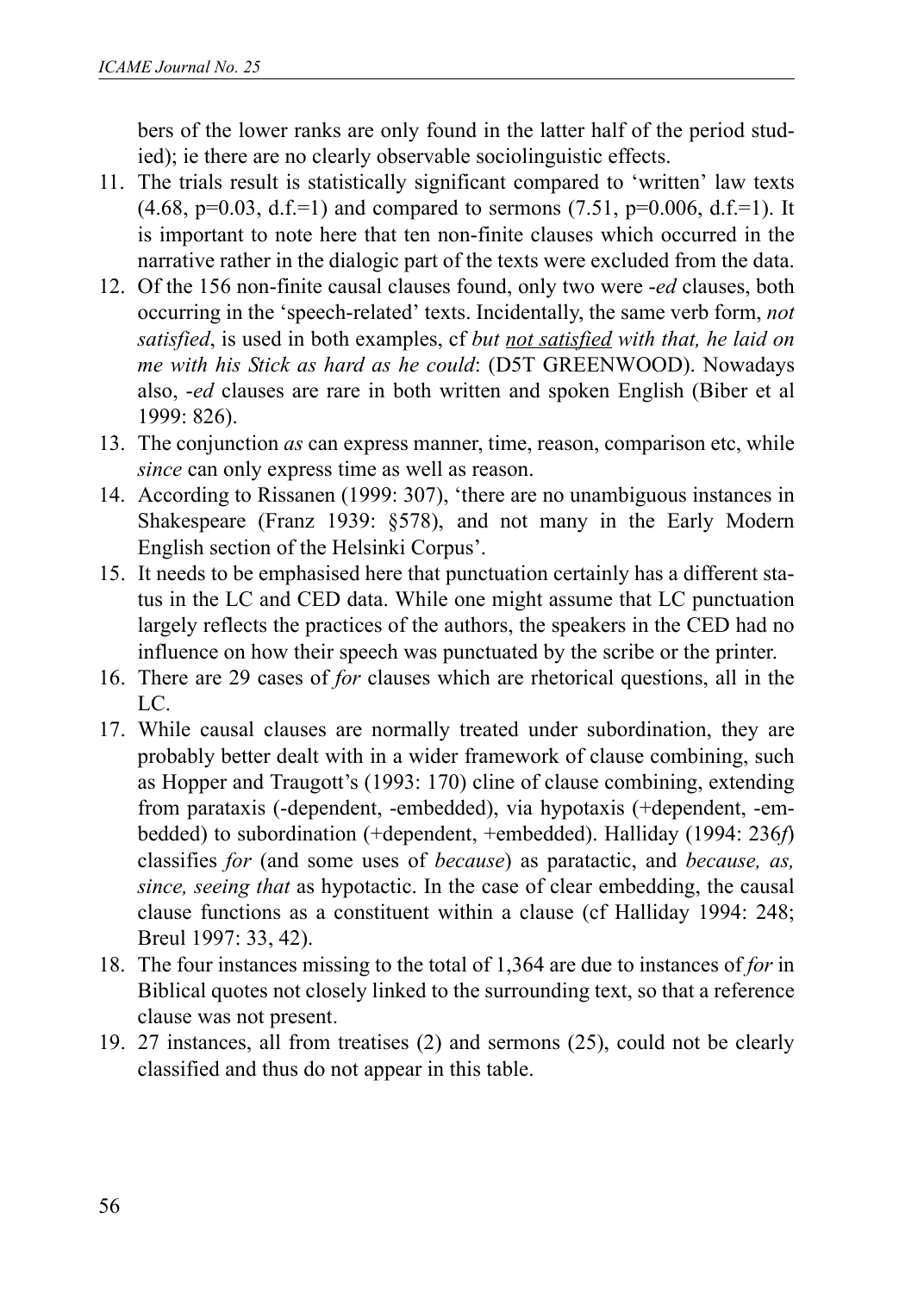bers of the lower ranks are only found in the latter half of the period studied); ie there are no clearly observable sociolinguistic effects.

11. The trials result is statistically significant compared to 'written' law texts (4.68, p=0.03, d.f.=1) and compared to sermons (7.51, p=0.006, d.f.=1). It is important to note here that ten non-finite clauses which occurred in the narrative rather in the dialogic part of the texts were excluded from the data.
12. Of the 156 non-finite causal clauses found, only two were *-ed* clauses, both occurring in the 'speech-related' texts. Incidentally, the same verb form, *not satisfied*, is used in both examples, cf *but <u>not satisfied</u> with that, he laid on me with his Stick as hard as he could*: (D5T GREENWOOD). Nowadays also, *-ed* clauses are rare in both written and spoken English (Biber et al 1999: 826).
13. The conjunction *as* can express manner, time, reason, comparison etc, while *since* can only express time as well as reason.
14. According to Rissanen (1999: 307), 'there are no unambiguous instances in Shakespeare (Franz 1939: §578), and not many in the Early Modern English section of the Helsinki Corpus'.
15. It needs to be emphasised here that punctuation certainly has a different status in the LC and CED data. While one might assume that LC punctuation largely reflects the practices of the authors, the speakers in the CED had no influence on how their speech was punctuated by the scribe or the printer.
16. There are 29 cases of *for* clauses which are rhetorical questions, all in the LC.
17. While causal clauses are normally treated under subordination, they are probably better dealt with in a wider framework of clause combining, such as Hopper and Traugott's (1993: 170) cline of clause combining, extending from parataxis (-dependent, -embedded), via hypotaxis (+dependent, -embedded) to subordination (+dependent, +embedded). Halliday (1994: 236*f*) classifies *for* (and some uses of *because*) as paratactic, and *because, as, since, seeing that* as hypotactic. In the case of clear embedding, the causal clause functions as a constituent within a clause (cf Halliday 1994: 248; Breul 1997: 33, 42).
18. The four instances missing to the total of 1,364 are due to instances of *for* in Biblical quotes not closely linked to the surrounding text, so that a reference clause was not present.
19. 27 instances, all from treatises (2) and sermons (25), could not be clearly classified and thus do not appear in this table.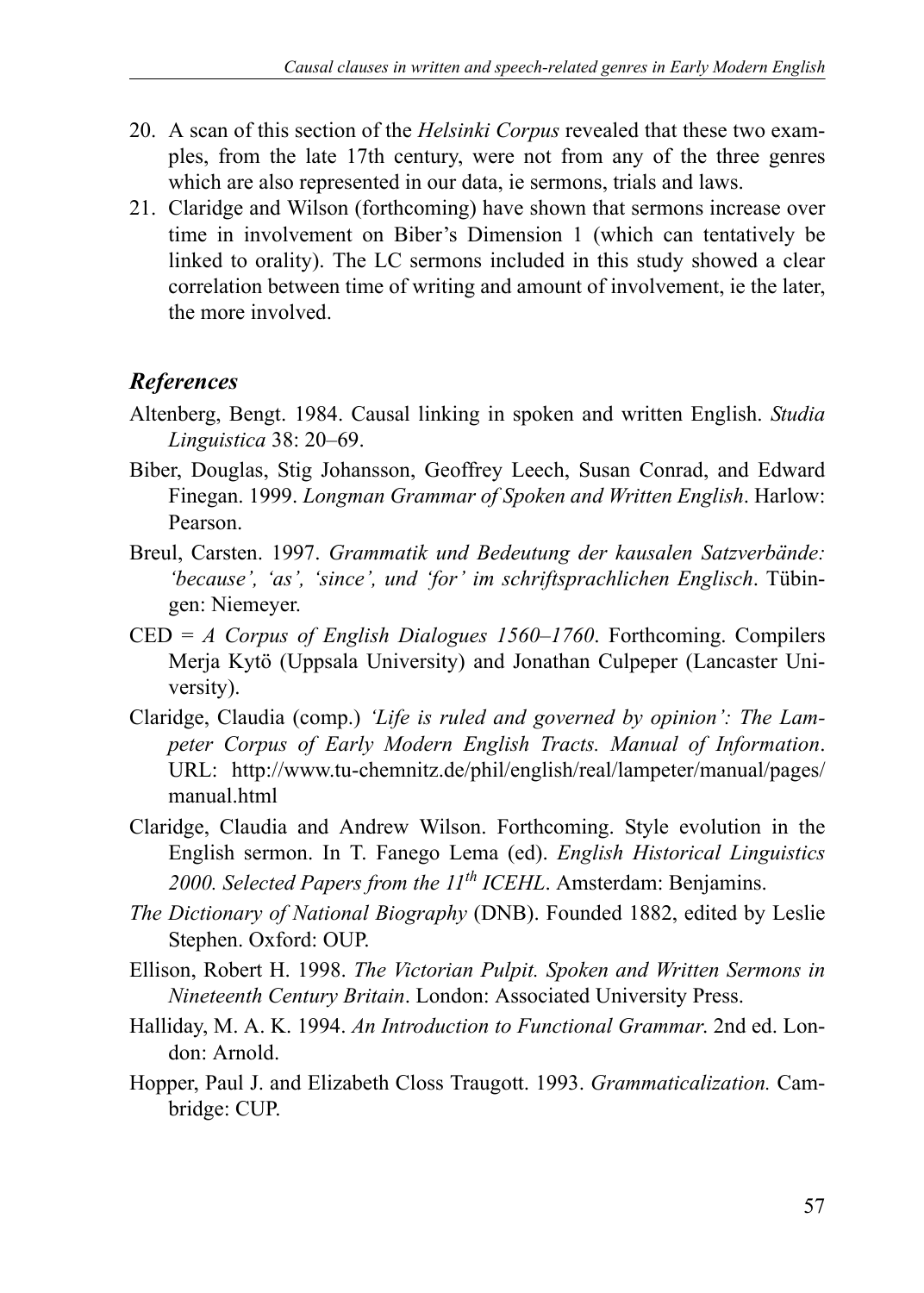20. A scan of this section of the *Helsinki Corpus* revealed that these two examples, from the late 17th century, were not from any of the three genres which are also represented in our data, ie sermons, trials and laws.
21. Claridge and Wilson (forthcoming) have shown that sermons increase over time in involvement on Biber's Dimension 1 (which can tentatively be linked to orality). The LC sermons included in this study showed a clear correlation between time of writing and amount of involvement, ie the later, the more involved.

## *References*

Altenberg, Bengt. 1984. Causal linking in spoken and written English. *Studia Linguistica* 38: 20–69.

Biber, Douglas, Stig Johansson, Geoffrey Leech, Susan Conrad, and Edward Finegan. 1999. *Longman Grammar of Spoken and Written English*. Harlow: Pearson.

Breul, Carsten. 1997. *Grammatik und Bedeutung der kausalen Satzverbände: 'because', 'as', 'since', und 'for' im schriftsprachlichen Englisch*. Tübingen: Niemeyer.

CED = *A Corpus of English Dialogues 1560–1760*. Forthcoming. Compilers Merja Kytö (Uppsala University) and Jonathan Culpeper (Lancaster University).

Claridge, Claudia (comp.) *'Life is ruled and governed by opinion': The Lampeter Corpus of Early Modern English Tracts. Manual of Information*. URL: http://www.tu-chemnitz.de/phil/english/real/lampeter/manual/pages/manual.html

Claridge, Claudia and Andrew Wilson. Forthcoming. Style evolution in the English sermon. In T. Fanego Lema (ed). *English Historical Linguistics 2000. Selected Papers from the 11th ICEHL*. Amsterdam: Benjamins.

*The Dictionary of National Biography* (DNB). Founded 1882, edited by Leslie Stephen. Oxford: OUP.

Ellison, Robert H. 1998. *The Victorian Pulpit. Spoken and Written Sermons in Nineteenth Century Britain*. London: Associated University Press.

Halliday, M. A. K. 1994. *An Introduction to Functional Grammar.* 2nd ed. London: Arnold.

Hopper, Paul J. and Elizabeth Closs Traugott. 1993. *Grammaticalization.* Cambridge: CUP.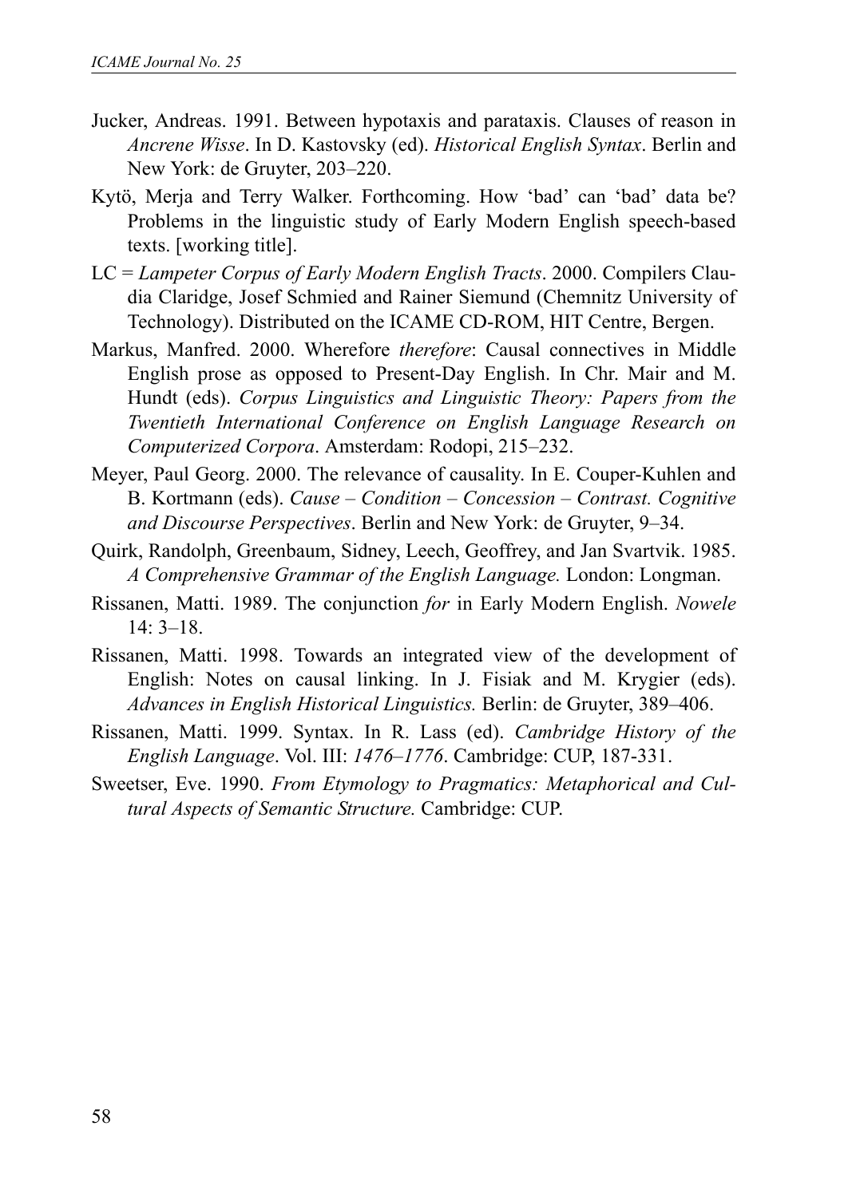Jucker, Andreas. 1991. Between hypotaxis and parataxis. Clauses of reason in *Ancrene Wisse*. In D. Kastovsky (ed). *Historical English Syntax*. Berlin and New York: de Gruyter, 203–220.

Kytö, Merja and Terry Walker. Forthcoming. How 'bad' can 'bad' data be? Problems in the linguistic study of Early Modern English speech-based texts. [working title].

LC = *Lampeter Corpus of Early Modern English Tracts*. 2000. Compilers Claudia Claridge, Josef Schmied and Rainer Siemund (Chemnitz University of Technology). Distributed on the ICAME CD-ROM, HIT Centre, Bergen.

Markus, Manfred. 2000. Wherefore *therefore*: Causal connectives in Middle English prose as opposed to Present-Day English. In Chr. Mair and M. Hundt (eds). *Corpus Linguistics and Linguistic Theory: Papers from the Twentieth International Conference on English Language Research on Computerized Corpora*. Amsterdam: Rodopi, 215–232.

Meyer, Paul Georg. 2000. The relevance of causality. In E. Couper-Kuhlen and B. Kortmann (eds). *Cause – Condition – Concession – Contrast. Cognitive and Discourse Perspectives*. Berlin and New York: de Gruyter, 9–34.

Quirk, Randolph, Greenbaum, Sidney, Leech, Geoffrey, and Jan Svartvik. 1985. *A Comprehensive Grammar of the English Language.* London: Longman.

Rissanen, Matti. 1989. The conjunction *for* in Early Modern English. *Nowele* 14: 3–18.

Rissanen, Matti. 1998. Towards an integrated view of the development of English: Notes on causal linking. In J. Fisiak and M. Krygier (eds). *Advances in English Historical Linguistics.* Berlin: de Gruyter, 389–406.

Rissanen, Matti. 1999. Syntax. In R. Lass (ed). *Cambridge History of the English Language*. Vol. III: *1476–1776*. Cambridge: CUP, 187-331.

Sweetser, Eve. 1990. *From Etymology to Pragmatics: Metaphorical and Cultural Aspects of Semantic Structure.* Cambridge: CUP.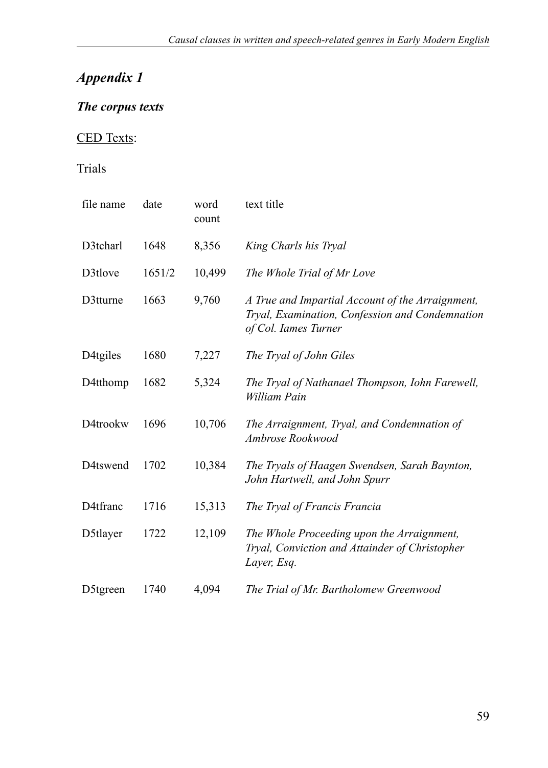# *Appendix 1*

## *The corpus texts*

<u>CED Texts</u>:

Trials

| file name | date | word count | text title |
|---|---|---|---|
| D3tcharl | 1648 | 8,356 | *King Charls his Tryal* |
| D3tlove | 1651/2 | 10,499 | *The Whole Trial of Mr Love* |
| D3tturne | 1663 | 9,760 | *A True and Impartial Account of the Arraignment, Tryal, Examination, Confession and Condemnation of Col. Iames Turner* |
| D4tgiles | 1680 | 7,227 | *The Tryal of John Giles* |
| D4tthomp | 1682 | 5,324 | *The Tryal of Nathanael Thompson, Iohn Farewell, William Pain* |
| D4trookw | 1696 | 10,706 | *The Arraignment, Tryal, and Condemnation of Ambrose Rookwood* |
| D4tswend | 1702 | 10,384 | *The Tryals of Haagen Swendsen, Sarah Baynton, John Hartwell, and John Spurr* |
| D4tfranc | 1716 | 15,313 | *The Tryal of Francis Francia* |
| D5tlayer | 1722 | 12,109 | *The Whole Proceeding upon the Arraignment, Tryal, Conviction and Attainder of Christopher Layer, Esq.* |
| D5tgreen | 1740 | 4,094 | *The Trial of Mr. Bartholomew Greenwood* |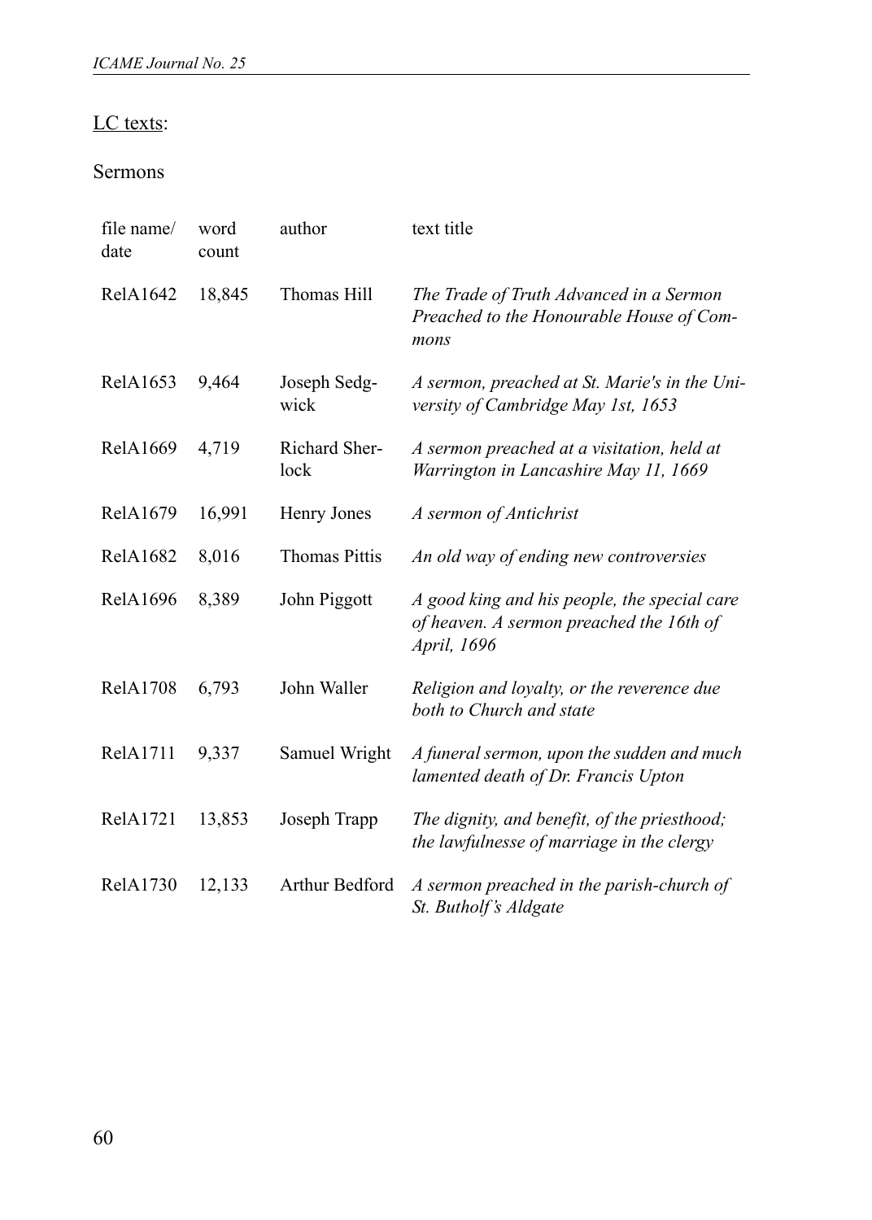LC texts:

Sermons

| file name/ date | word count | author | text title |
|---|---|---|---|
| RelA1642 | 18,845 | Thomas Hill | *The Trade of Truth Advanced in a Sermon Preached to the Honourable House of Commons* |
| RelA1653 | 9,464 | Joseph Sedgwick | *A sermon, preached at St. Marie's in the University of Cambridge May 1st, 1653* |
| RelA1669 | 4,719 | Richard Sherlock | *A sermon preached at a visitation, held at Warrington in Lancashire May 11, 1669* |
| RelA1679 | 16,991 | Henry Jones | *A sermon of Antichrist* |
| RelA1682 | 8,016 | Thomas Pittis | *An old way of ending new controversies* |
| RelA1696 | 8,389 | John Piggott | *A good king and his people, the special care of heaven. A sermon preached the 16th of April, 1696* |
| RelA1708 | 6,793 | John Waller | *Religion and loyalty, or the reverence due both to Church and state* |
| RelA1711 | 9,337 | Samuel Wright | *A funeral sermon, upon the sudden and much lamented death of Dr. Francis Upton* |
| RelA1721 | 13,853 | Joseph Trapp | *The dignity, and benefit, of the priesthood; the lawfulnesse of marriage in the clergy* |
| RelA1730 | 12,133 | Arthur Bedford | *A sermon preached in the parish-church of St. Butholf's Aldgate* |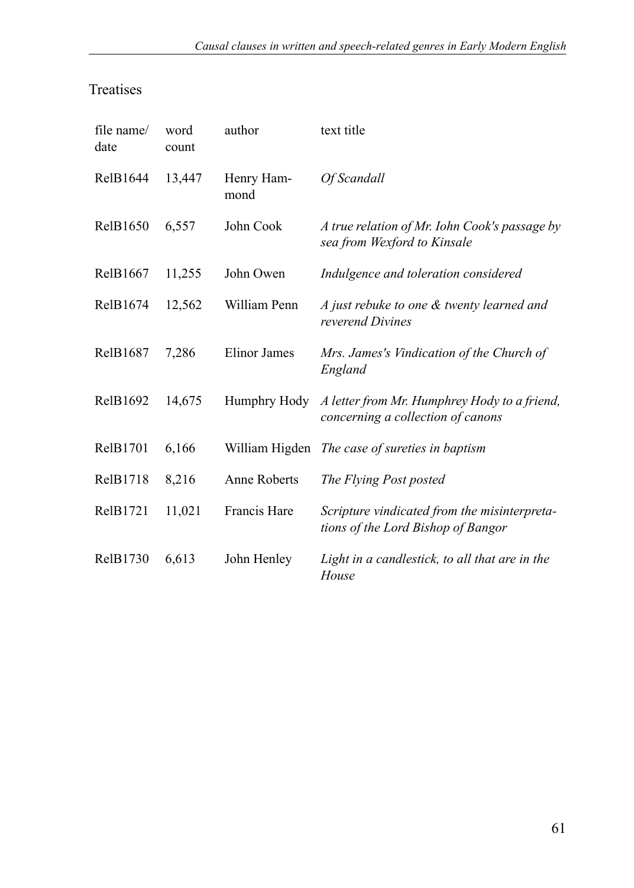Treatises

| file name/ date | word count | author | text title |
|---|---|---|---|
| RelB1644 | 13,447 | Henry Hammond | *Of Scandall* |
| RelB1650 | 6,557 | John Cook | *A true relation of Mr. Iohn Cook's passage by sea from Wexford to Kinsale* |
| RelB1667 | 11,255 | John Owen | *Indulgence and toleration considered* |
| RelB1674 | 12,562 | William Penn | *A just rebuke to one & twenty learned and reverend Divines* |
| RelB1687 | 7,286 | Elinor James | *Mrs. James's Vindication of the Church of England* |
| RelB1692 | 14,675 | Humphry Hody | *A letter from Mr. Humphrey Hody to a friend, concerning a collection of canons* |
| RelB1701 | 6,166 | William Higden | *The case of sureties in baptism* |
| RelB1718 | 8,216 | Anne Roberts | *The Flying Post posted* |
| RelB1721 | 11,021 | Francis Hare | *Scripture vindicated from the misinterpretations of the Lord Bishop of Bangor* |
| RelB1730 | 6,613 | John Henley | *Light in a candlestick, to all that are in the House* |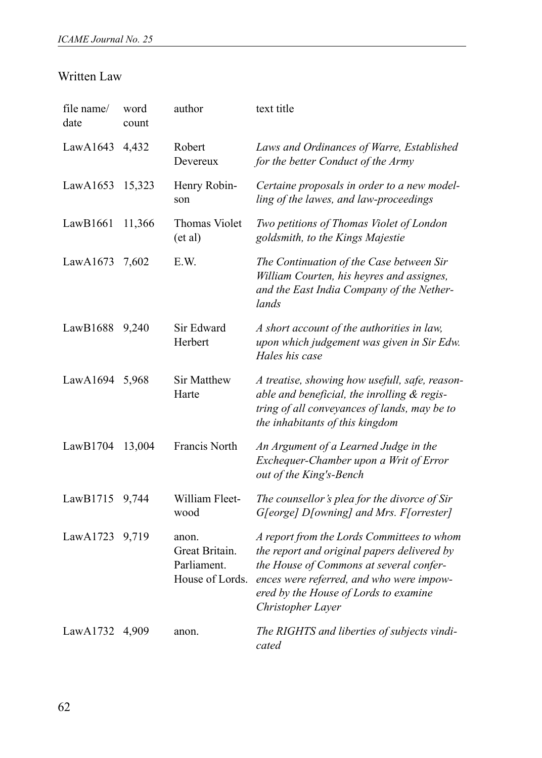## Written Law

| file name/ date | word count | author | text title |
|---|---|---|---|
| LawA1643 | 4,432 | Robert Devereux | *Laws and Ordinances of Warre, Established for the better Conduct of the Army* |
| LawA1653 | 15,323 | Henry Robinson | *Certaine proposals in order to a new modelling of the lawes, and law-proceedings* |
| LawB1661 | 11,366 | Thomas Violet (et al) | *Two petitions of Thomas Violet of London goldsmith, to the Kings Majestie* |
| LawA1673 | 7,602 | E.W. | *The Continuation of the Case between Sir William Courten, his heyres and assignes, and the East India Company of the Netherlands* |
| LawB1688 | 9,240 | Sir Edward Herbert | *A short account of the authorities in law, upon which judgement was given in Sir Edw. Hales his case* |
| LawA1694 | 5,968 | Sir Matthew Harte | *A treatise, showing how usefull, safe, reasonable and beneficial, the inrolling & registring of all conveyances of lands, may be to the inhabitants of this kingdom* |
| LawB1704 | 13,004 | Francis North | *An Argument of a Learned Judge in the Exchequer-Chamber upon a Writ of Error out of the King's-Bench* |
| LawB1715 | 9,744 | William Fleetwood | *The counsellor's plea for the divorce of Sir G[eorge] D[owning] and Mrs. F[orrester]* |
| LawA1723 | 9,719 | anon. Great Britain. Parliament. House of Lords. | *A report from the Lords Committees to whom the report and original papers delivered by the House of Commons at several conferences were referred, and who were impowered by the House of Lords to examine Christopher Layer* |
| LawA1732 | 4,909 | anon. | *The RIGHTS and liberties of subjects vindicated* |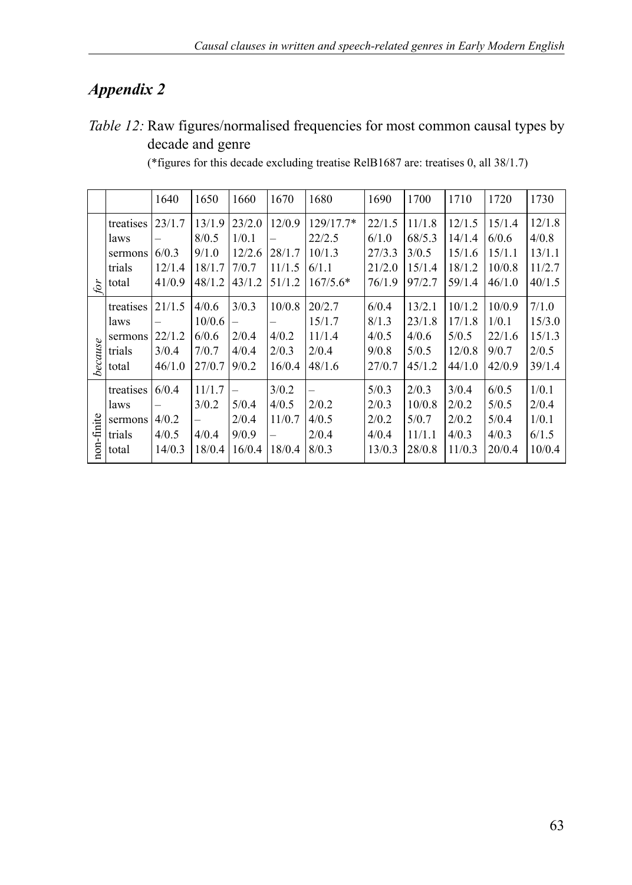## Appendix 2

*Table 12:* Raw figures/normalised frequencies for most common causal types by decade and genre

(*figures for this decade excluding treatise RelB1687 are: treatises 0, all 38/1.7)

| | | 1640 | 1650 | 1660 | 1670 | 1680 | 1690 | 1700 | 1710 | 1720 | 1730 |
|---|---|---|---|---|---|---|---|---|---|---|---|
| *for* | treatises | 23/1.7 | 13/1.9 | 23/2.0 | 12/0.9 | 129/17.7* | 22/1.5 | 11/1.8 | 12/1.5 | 15/1.4 | 12/1.8 |
| | laws | – | 8/0.5 | 1/0.1 | – | 22/2.5 | 6/1.0 | 68/5.3 | 14/1.4 | 6/0.6 | 4/0.8 |
| | sermons | 6/0.3 | 9/1.0 | 12/2.6 | 28/1.7 | 10/1.3 | 27/3.3 | 3/0.5 | 15/1.6 | 15/1.1 | 13/1.1 |
| | trials | 12/1.4 | 18/1.7 | 7/0.7 | 11/1.5 | 6/1.1 | 21/2.0 | 15/1.4 | 18/1.2 | 10/0.8 | 11/2.7 |
| | total | 41/0.9 | 48/1.2 | 43/1.2 | 51/1.2 | 167/5.6* | 76/1.9 | 97/2.7 | 59/1.4 | 46/1.0 | 40/1.5 |
| *because* | treatises | 21/1.5 | 4/0.6 | 3/0.3 | 10/0.8 | 20/2.7 | 6/0.4 | 13/2.1 | 10/1.2 | 10/0.9 | 7/1.0 |
| | laws | – | 10/0.6 | – | – | 15/1.7 | 8/1.3 | 23/1.8 | 17/1.8 | 1/0.1 | 15/3.0 |
| | sermons | 22/1.2 | 6/0.6 | 2/0.4 | 4/0.2 | 11/1.4 | 4/0.5 | 4/0.6 | 5/0.5 | 22/1.6 | 15/1.3 |
| | trials | 3/0.4 | 7/0.7 | 4/0.4 | 2/0.3 | 2/0.4 | 9/0.8 | 5/0.5 | 12/0.8 | 9/0.7 | 2/0.5 |
| | total | 46/1.0 | 27/0.7 | 9/0.2 | 16/0.4 | 48/1.6 | 27/0.7 | 45/1.2 | 44/1.0 | 42/0.9 | 39/1.4 |
| non-finite | treatises | 6/0.4 | 11/1.7 | – | 3/0.2 | – | 5/0.3 | 2/0.3 | 3/0.4 | 6/0.5 | 1/0.1 |
| | laws | – | 3/0.2 | 5/0.4 | 4/0.5 | 2/0.2 | 2/0.3 | 10/0.8 | 2/0.2 | 5/0.5 | 2/0.4 |
| | sermons | 4/0.2 | – | 2/0.4 | 11/0.7 | 4/0.5 | 2/0.2 | 5/0.7 | 2/0.2 | 5/0.4 | 1/0.1 |
| | trials | 4/0.5 | 4/0.4 | 9/0.9 | – | 2/0.4 | 4/0.4 | 11/1.1 | 4/0.3 | 4/0.3 | 6/1.5 |
| | total | 14/0.3 | 18/0.4 | 16/0.4 | 18/0.4 | 8/0.3 | 13/0.3 | 28/0.8 | 11/0.3 | 20/0.4 | 10/0.4 |